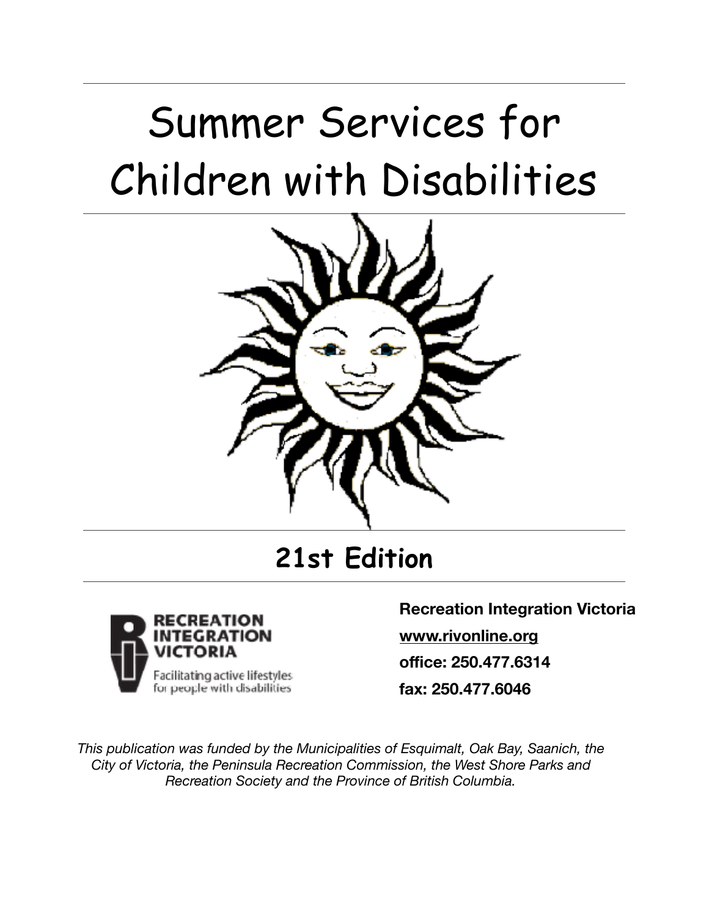# Summer Services for Children with Disabilities

## 21st Edition

RECREATION INTEGRATION VICTORIA

Facilitating active lifestyles for people with disabilities

**Recreation Integration Victoria**

**www.rivonline.org**

**office: 250.477.6314**

**fax: 250.477.6046**

*This publication was funded by the Municipalities of Esquimalt, Oak Bay, Saanich, the City of Victoria, the Peninsula Recreation Commission, the West Shore Parks and Recreation Society and the Province of British Columbia.*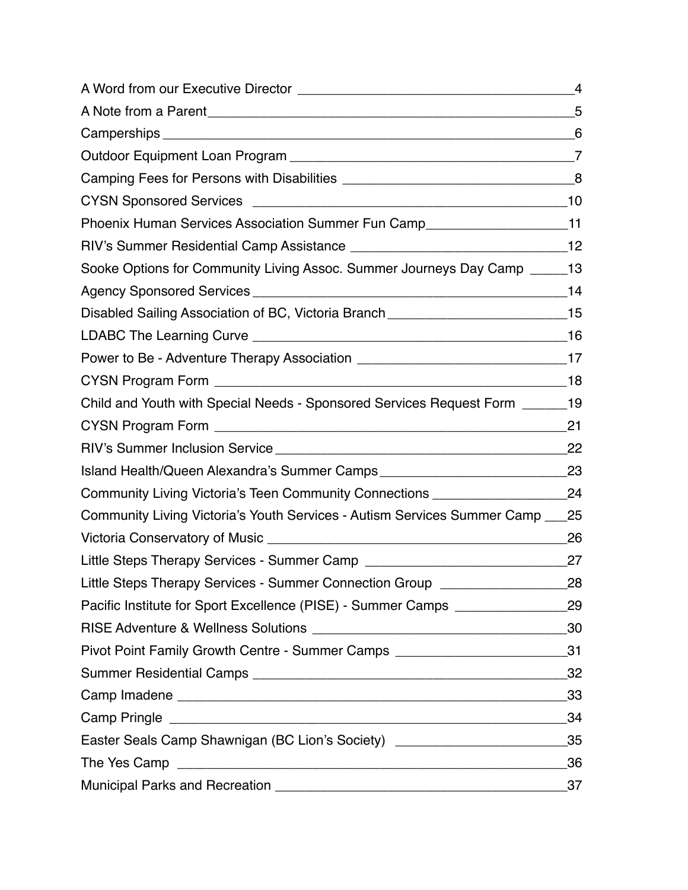A Word from our Executive Director ____________________________________4

A Note from a Parent______________________________________________5

Camperships ______________________________________________________6

Outdoor Equipment Loan Program _____________________________________7

Camping Fees for Persons with Disabilities _______________________________8

CYSN Sponsored Services ____________________________________________10

Phoenix Human Services Association Summer Fun Camp___________________11

RIV's Summer Residential Camp Assistance ______________________________12

Sooke Options for Community Living Assoc. Summer Journeys Day Camp _____13

Agency Sponsored Services ____________________________________________14

Disabled Sailing Association of BC, Victoria Branch________________________15

LDABC The Learning Curve ___________________________________________16

Power to Be - Adventure Therapy Association ____________________________17

CYSN Program Form _________________________________________________18

Child and Youth with Special Needs - Sponsored Services Request Form ______19

CYSN Program Form _________________________________________________21

RIV's Summer Inclusion Service _______________________________________22

Island Health/Queen Alexandra's Summer Camps__________________________23

Community Living Victoria's Teen Community Connections __________________24

Community Living Victoria's Youth Services - Autism Services Summer Camp ___25

Victoria Conservatory of Music _________________________________________26

Little Steps Therapy Services - Summer Camp ____________________________27

Little Steps Therapy Services - Summer Connection Group _________________28

Pacific Institute for Sport Excellence (PISE) - Summer Camps _______________29

RISE Adventure & Wellness Solutions ___________________________________30

Pivot Point Family Growth Centre - Summer Camps ________________________31

Summer Residential Camps ____________________________________________32

Camp Imadene _______________________________________________________33

Camp Pringle ________________________________________________________34

Easter Seals Camp Shawnigan (BC Lion's Society) ________________________35

The Yes Camp _______________________________________________________36

Municipal Parks and Recreation _________________________________________37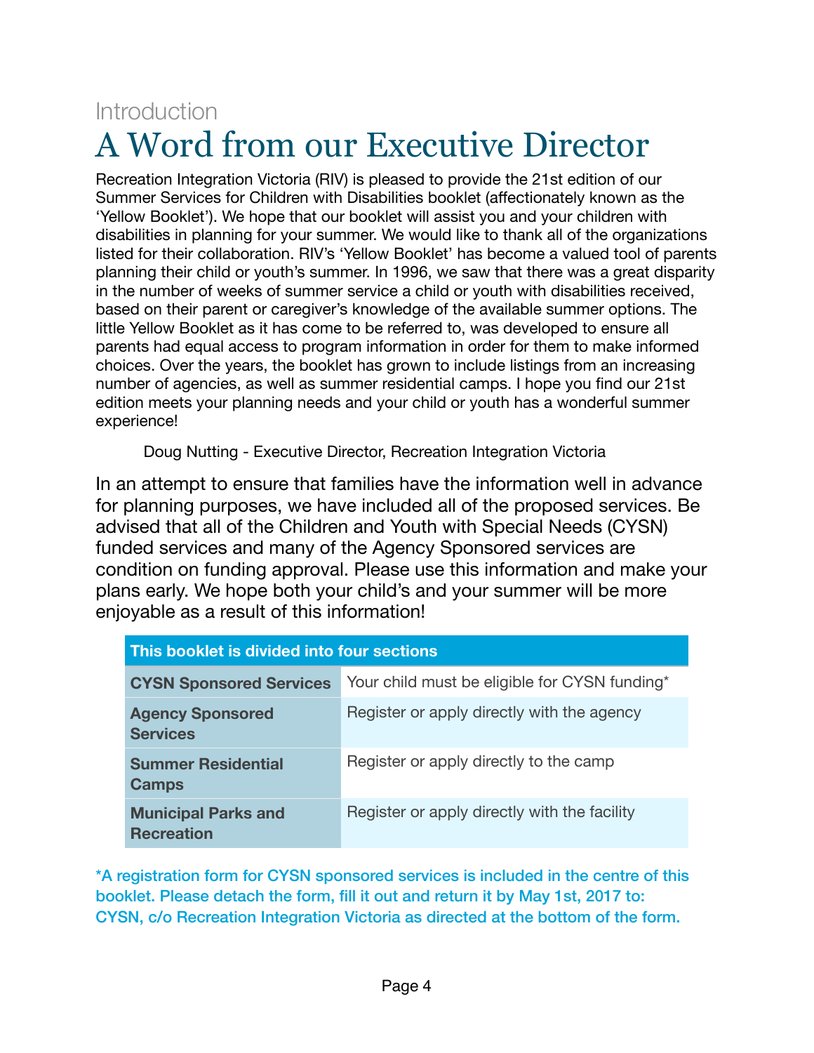Introduction

# A Word from our Executive Director

Recreation Integration Victoria (RIV) is pleased to provide the 21st edition of our Summer Services for Children with Disabilities booklet (affectionately known as the 'Yellow Booklet'). We hope that our booklet will assist you and your children with disabilities in planning for your summer. We would like to thank all of the organizations listed for their collaboration. RIV's 'Yellow Booklet' has become a valued tool of parents planning their child or youth's summer. In 1996, we saw that there was a great disparity in the number of weeks of summer service a child or youth with disabilities received, based on their parent or caregiver's knowledge of the available summer options. The little Yellow Booklet as it has come to be referred to, was developed to ensure all parents had equal access to program information in order for them to make informed choices. Over the years, the booklet has grown to include listings from an increasing number of agencies, as well as summer residential camps. I hope you find our 21st edition meets your planning needs and your child or youth has a wonderful summer experience!

Doug Nutting - Executive Director, Recreation Integration Victoria

In an attempt to ensure that families have the information well in advance for planning purposes, we have included all of the proposed services. Be advised that all of the Children and Youth with Special Needs (CYSN) funded services and many of the Agency Sponsored services are condition on funding approval. Please use this information and make your plans early. We hope both your child's and your summer will be more enjoyable as a result of this information!

| This booklet is divided into four sections | |
|---|---|
| **CYSN Sponsored Services** | Your child must be eligible for CYSN funding* |
| **Agency Sponsored Services** | Register or apply directly with the agency |
| **Summer Residential Camps** | Register or apply directly to the camp |
| **Municipal Parks and Recreation** | Register or apply directly with the facility |

**\*A registration form for CYSN sponsored services is included in the centre of this booklet. Please detach the form, fill it out and return it by May 1st, 2017 to: CYSN, c/o Recreation Integration Victoria as directed at the bottom of the form.**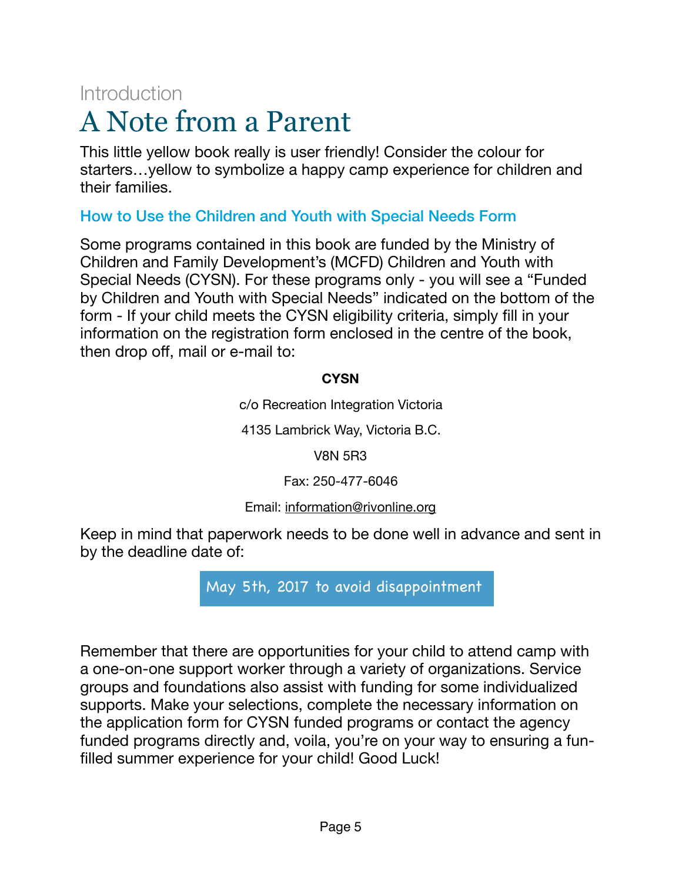Introduction

# A Note from a Parent

This little yellow book really is user friendly! Consider the colour for starters…yellow to symbolize a happy camp experience for children and their families.

## How to Use the Children and Youth with Special Needs Form

Some programs contained in this book are funded by the Ministry of Children and Family Development's (MCFD) Children and Youth with Special Needs (CYSN). For these programs only - you will see a "Funded by Children and Youth with Special Needs" indicated on the bottom of the form - If your child meets the CYSN eligibility criteria, simply fill in your information on the registration form enclosed in the centre of the book, then drop off, mail or e-mail to:

**CYSN**

c/o Recreation Integration Victoria

4135 Lambrick Way, Victoria B.C.

V8N 5R3

Fax: 250-477-6046

Email: information@rivonline.org

Keep in mind that paperwork needs to be done well in advance and sent in by the deadline date of:

May 5th, 2017 to avoid disappointment

Remember that there are opportunities for your child to attend camp with a one-on-one support worker through a variety of organizations. Service groups and foundations also assist with funding for some individualized supports. Make your selections, complete the necessary information on the application form for CYSN funded programs or contact the agency funded programs directly and, voila, you're on your way to ensuring a fun-filled summer experience for your child! Good Luck!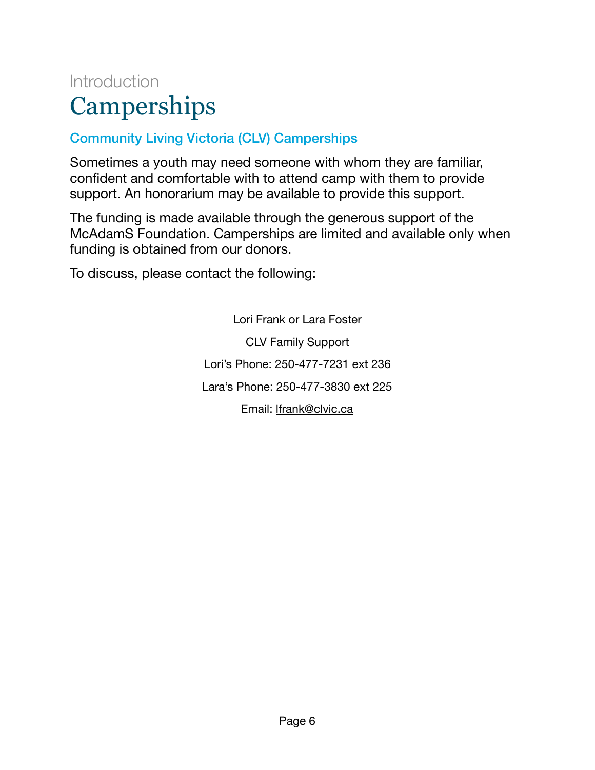Introduction

# Camperships

## Community Living Victoria (CLV) Camperships

Sometimes a youth may need someone with whom they are familiar, confident and comfortable with to attend camp with them to provide support. An honorarium may be available to provide this support.

The funding is made available through the generous support of the McAdamS Foundation. Camperships are limited and available only when funding is obtained from our donors.

To discuss, please contact the following:

Lori Frank or Lara Foster

CLV Family Support

Lori's Phone: 250-477-7231 ext 236

Lara's Phone: 250-477-3830 ext 225

Email: lfrank@clvic.ca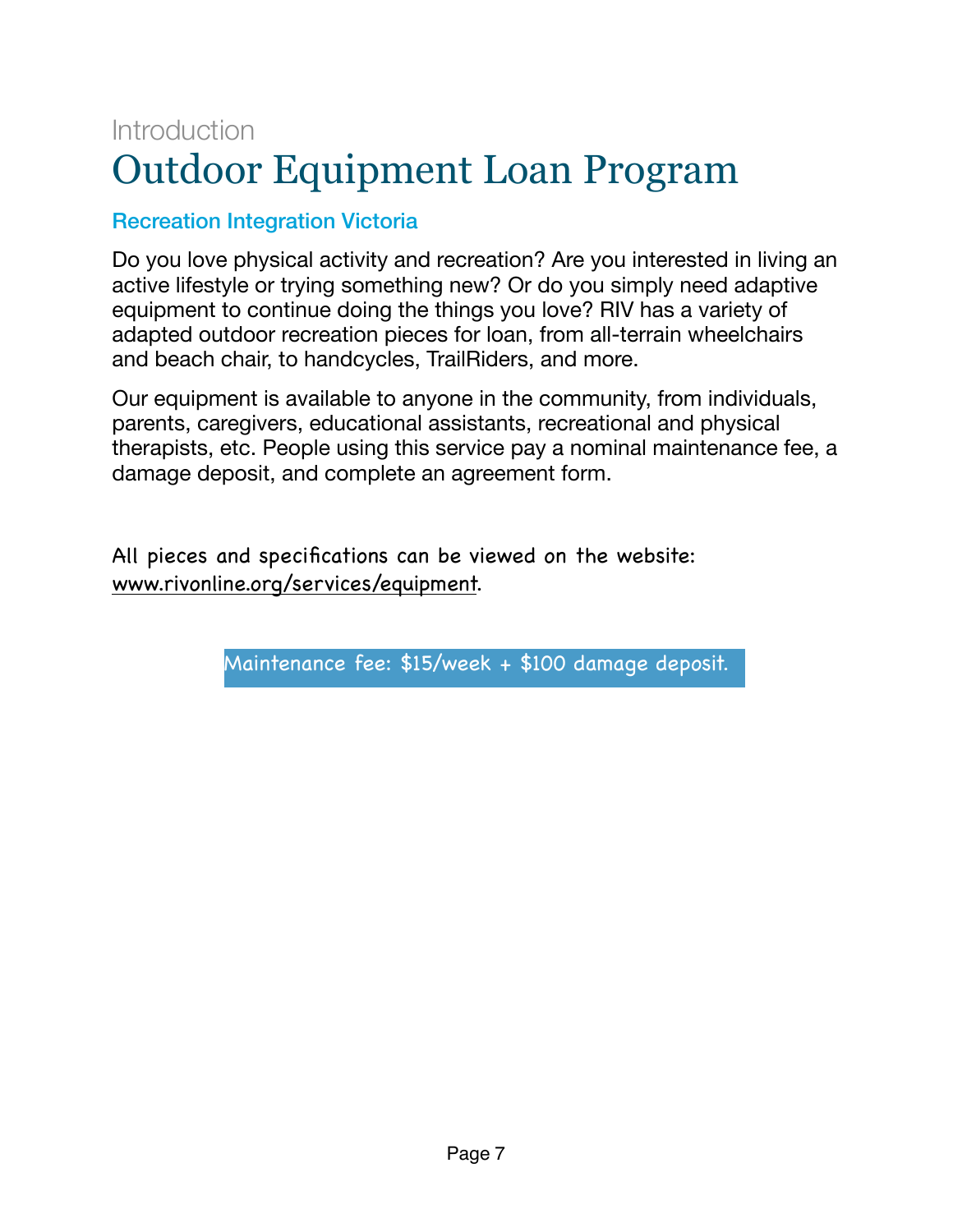Introduction

# Outdoor Equipment Loan Program

## Recreation Integration Victoria

Do you love physical activity and recreation? Are you interested in living an active lifestyle or trying something new? Or do you simply need adaptive equipment to continue doing the things you love? RIV has a variety of adapted outdoor recreation pieces for loan, from all-terrain wheelchairs and beach chair, to handcycles, TrailRiders, and more.

Our equipment is available to anyone in the community, from individuals, parents, caregivers, educational assistants, recreational and physical therapists, etc. People using this service pay a nominal maintenance fee, a damage deposit, and complete an agreement form.

All pieces and specifications can be viewed on the website: www.rivonline.org/services/equipment.

Maintenance fee: $15/week + $100 damage deposit.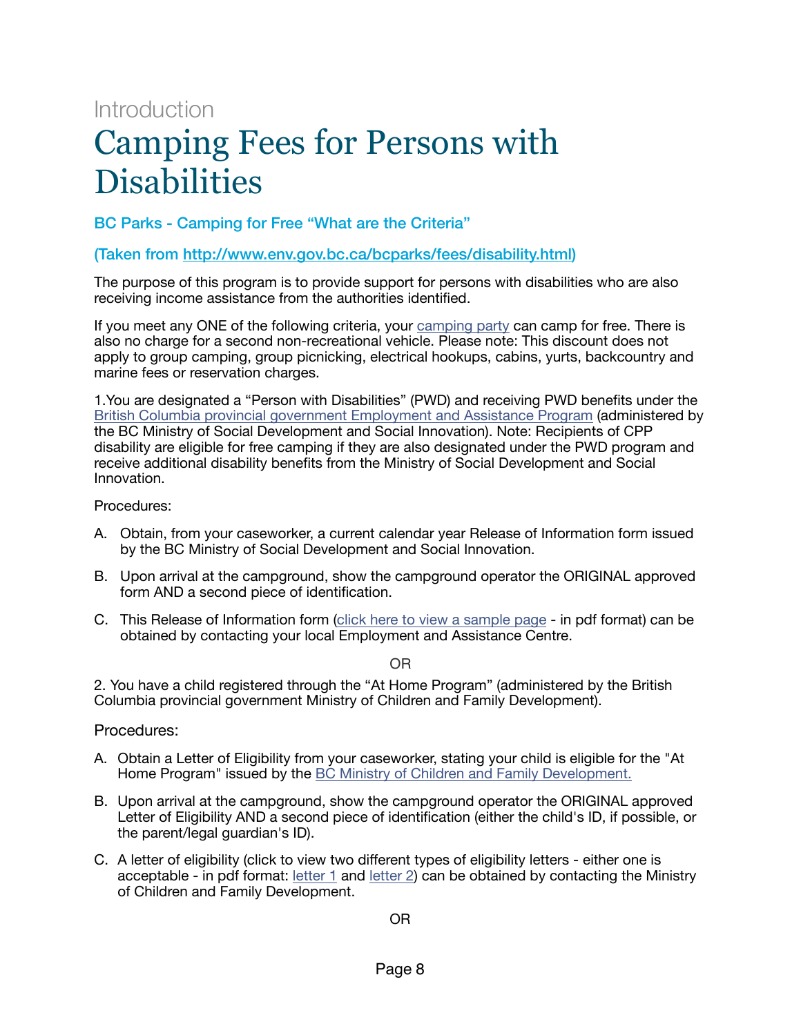Introduction

# Camping Fees for Persons with Disabilities

### BC Parks - Camping for Free "What are the Criteria"

### (Taken from [http://www.env.gov.bc.ca/bcparks/fees/disability.html](http://www.env.gov.bc.ca/bcparks/fees/disability.html))

The purpose of this program is to provide support for persons with disabilities who are also receiving income assistance from the authorities identified.

If you meet any ONE of the following criteria, your camping party can camp for free. There is also no charge for a second non-recreational vehicle. Please note: This discount does not apply to group camping, group picnicking, electrical hookups, cabins, yurts, backcountry and marine fees or reservation charges.

1.You are designated a "Person with Disabilities" (PWD) and receiving PWD benefits under the British Columbia provincial government Employment and Assistance Program (administered by the BC Ministry of Social Development and Social Innovation). Note: Recipients of CPP disability are eligible for free camping if they are also designated under the PWD program and receive additional disability benefits from the Ministry of Social Development and Social Innovation.

Procedures:

A. Obtain, from your caseworker, a current calendar year Release of Information form issued by the BC Ministry of Social Development and Social Innovation.

B. Upon arrival at the campground, show the campground operator the ORIGINAL approved form AND a second piece of identification.

C. This Release of Information form (click here to view a sample page - in pdf format) can be obtained by contacting your local Employment and Assistance Centre.

OR

2. You have a child registered through the "At Home Program" (administered by the British Columbia provincial government Ministry of Children and Family Development).

Procedures:

A. Obtain a Letter of Eligibility from your caseworker, stating your child is eligible for the "At Home Program" issued by the BC Ministry of Children and Family Development.

B. Upon arrival at the campground, show the campground operator the ORIGINAL approved Letter of Eligibility AND a second piece of identification (either the child's ID, if possible, or the parent/legal guardian's ID).

C. A letter of eligibility (click to view two different types of eligibility letters - either one is acceptable - in pdf format: letter 1 and letter 2) can be obtained by contacting the Ministry of Children and Family Development.

OR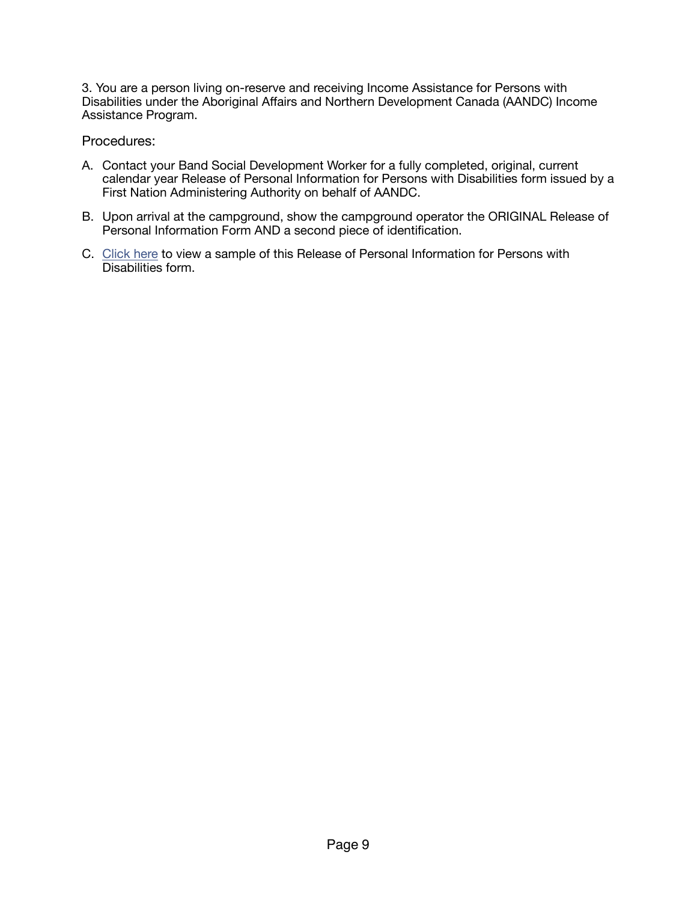3. You are a person living on-reserve and receiving Income Assistance for Persons with Disabilities under the Aboriginal Affairs and Northern Development Canada (AANDC) Income Assistance Program.

Procedures:

A. Contact your Band Social Development Worker for a fully completed, original, current calendar year Release of Personal Information for Persons with Disabilities form issued by a First Nation Administering Authority on behalf of AANDC.

B. Upon arrival at the campground, show the campground operator the ORIGINAL Release of Personal Information Form AND a second piece of identification.

C. Click here to view a sample of this Release of Personal Information for Persons with Disabilities form.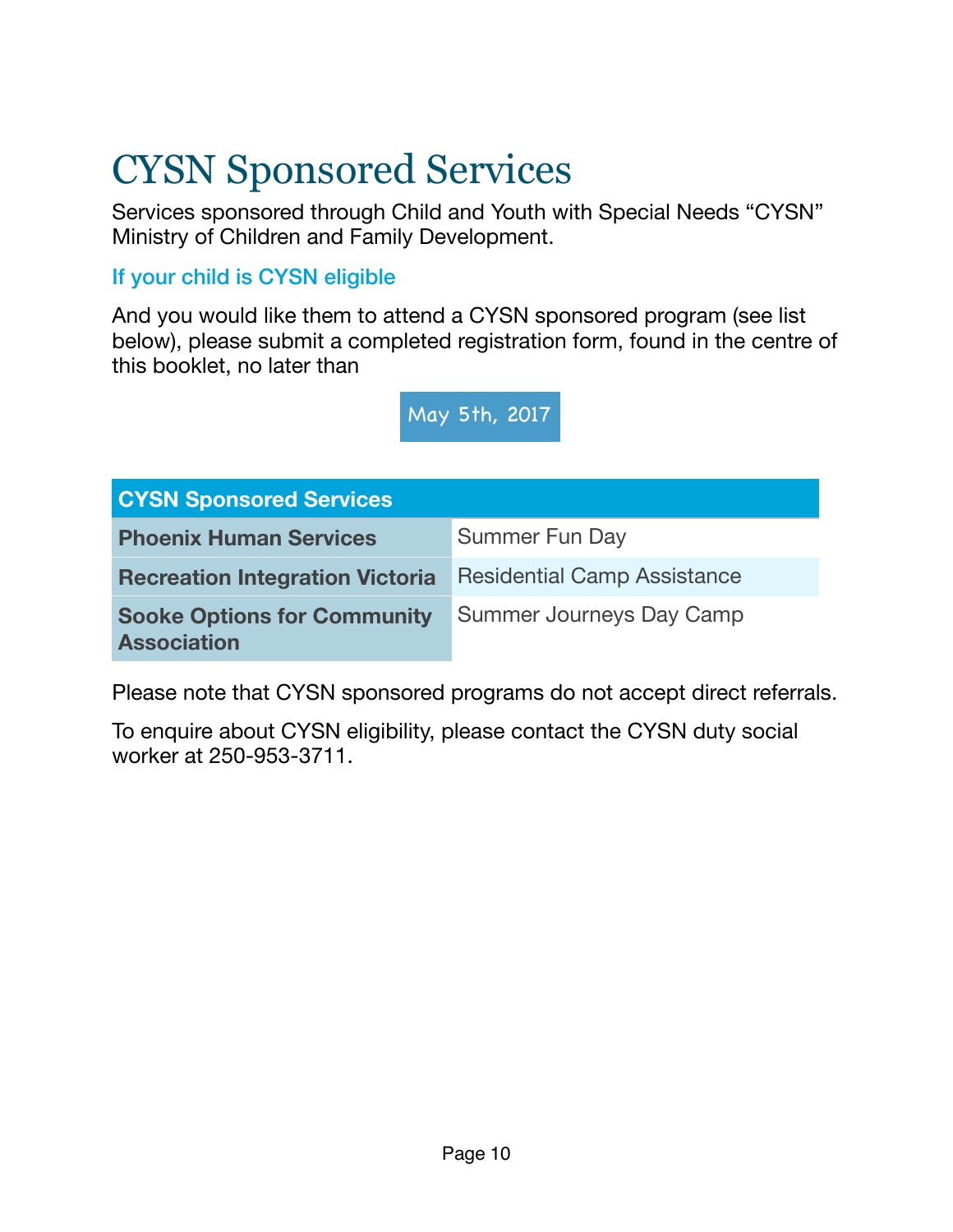# CYSN Sponsored Services

Services sponsored through Child and Youth with Special Needs "CYSN" Ministry of Children and Family Development.

### If your child is CYSN eligible

And you would like them to attend a CYSN sponsored program (see list below), please submit a completed registration form, found in the centre of this booklet, no later than

**May 5th, 2017**

| CYSN Sponsored Services | |
|---|---|
| **Phoenix Human Services** | Summer Fun Day |
| **Recreation Integration Victoria** | Residential Camp Assistance |
| **Sooke Options for Community Association** | Summer Journeys Day Camp |

Please note that CYSN sponsored programs do not accept direct referrals.

To enquire about CYSN eligibility, please contact the CYSN duty social worker at 250-953-3711.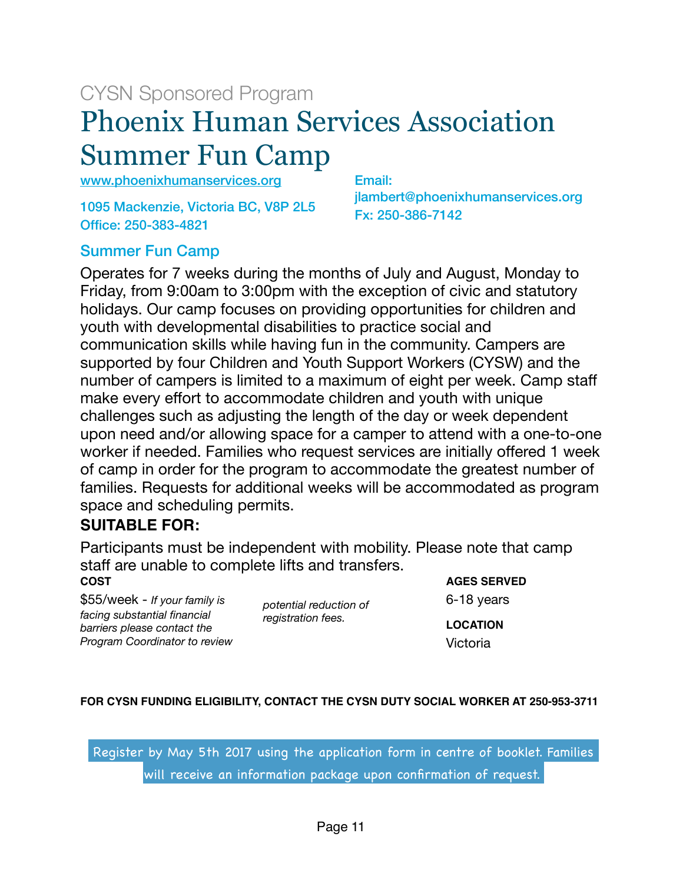CYSN Sponsored Program

# Phoenix Human Services Association Summer Fun Camp

www.phoenixhumanservices.org

1095 Mackenzie, Victoria BC, V8P 2L5
Office: 250-383-4821

Email:
jlambert@phoenixhumanservices.org
Fx: 250-386-7142

## Summer Fun Camp

Operates for 7 weeks during the months of July and August, Monday to Friday, from 9:00am to 3:00pm with the exception of civic and statutory holidays. Our camp focuses on providing opportunities for children and youth with developmental disabilities to practice social and communication skills while having fun in the community. Campers are supported by four Children and Youth Support Workers (CYSW) and the number of campers is limited to a maximum of eight per week. Camp staff make every effort to accommodate children and youth with unique challenges such as adjusting the length of the day or week dependent upon need and/or allowing space for a camper to attend with a one-to-one worker if needed. Families who request services are initially offered 1 week of camp in order for the program to accommodate the greatest number of families. Requests for additional weeks will be accommodated as program space and scheduling permits.

**SUITABLE FOR:**

Participants must be independent with mobility. Please note that camp staff are unable to complete lifts and transfers.

**COST**

$55/week - *If your family is facing substantial financial barriers please contact the Program Coordinator to review potential reduction of registration fees.*

**AGES SERVED**

6-18 years

**LOCATION**

Victoria

**FOR CYSN FUNDING ELIGIBILITY, CONTACT THE CYSN DUTY SOCIAL WORKER AT 250-953-3711**

Register by May 5th 2017 using the application form in centre of booklet. Families will receive an information package upon confirmation of request.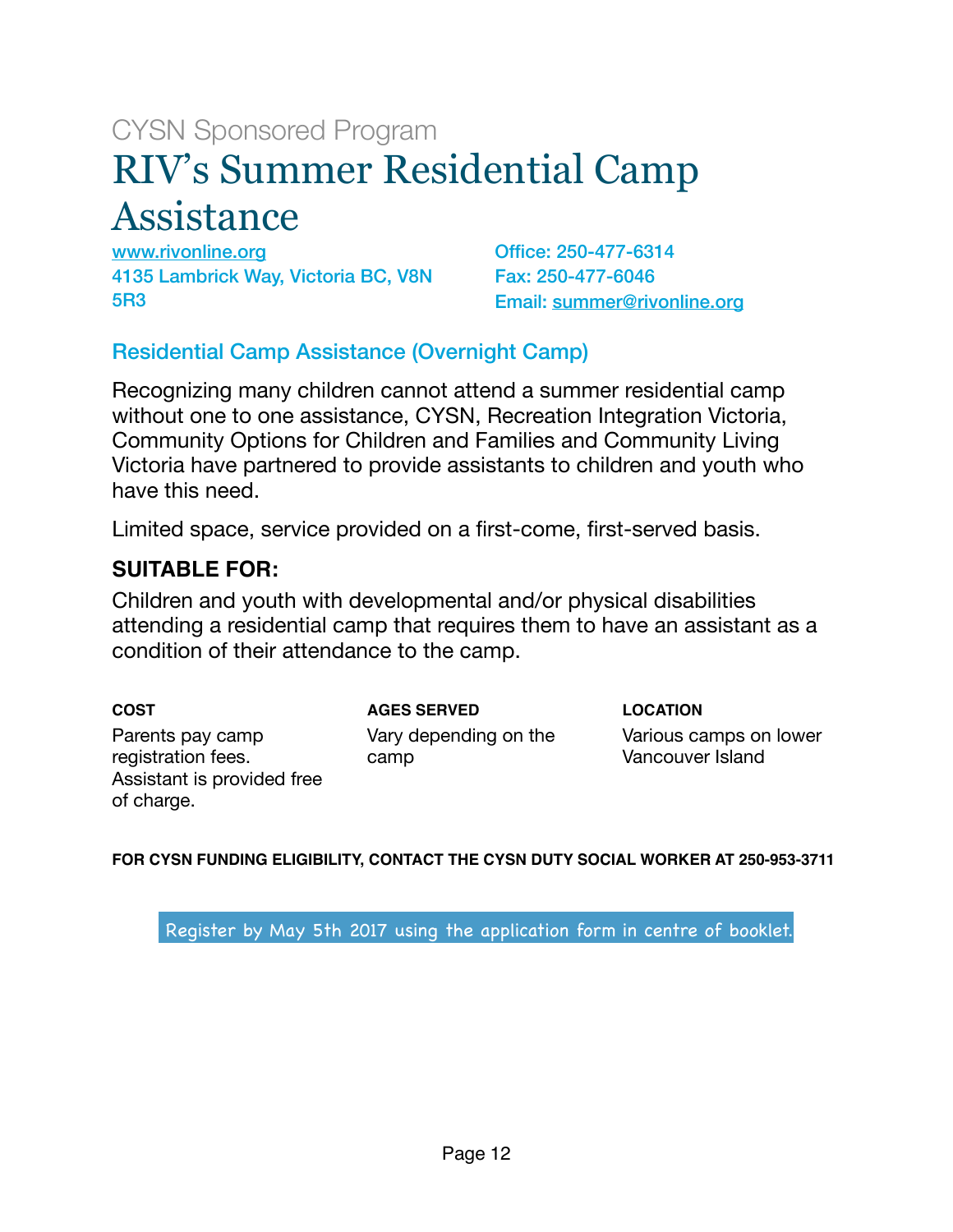CYSN Sponsored Program

# RIV's Summer Residential Camp Assistance

www.rivonline.org
4135 Lambrick Way, Victoria BC, V8N 5R3

Office: 250-477-6314
Fax: 250-477-6046
Email: summer@rivonline.org

## Residential Camp Assistance (Overnight Camp)

Recognizing many children cannot attend a summer residential camp without one to one assistance, CYSN, Recreation Integration Victoria, Community Options for Children and Families and Community Living Victoria have partnered to provide assistants to children and youth who have this need.

Limited space, service provided on a first-come, first-served basis.

### SUITABLE FOR:

Children and youth with developmental and/or physical disabilities attending a residential camp that requires them to have an assistant as a condition of their attendance to the camp.

**COST**

Parents pay camp registration fees. Assistant is provided free of charge.

**AGES SERVED**

Vary depending on the camp

**LOCATION**

Various camps on lower Vancouver Island

**FOR CYSN FUNDING ELIGIBILITY, CONTACT THE CYSN DUTY SOCIAL WORKER AT 250-953-3711**

Register by May 5th 2017 using the application form in centre of booklet.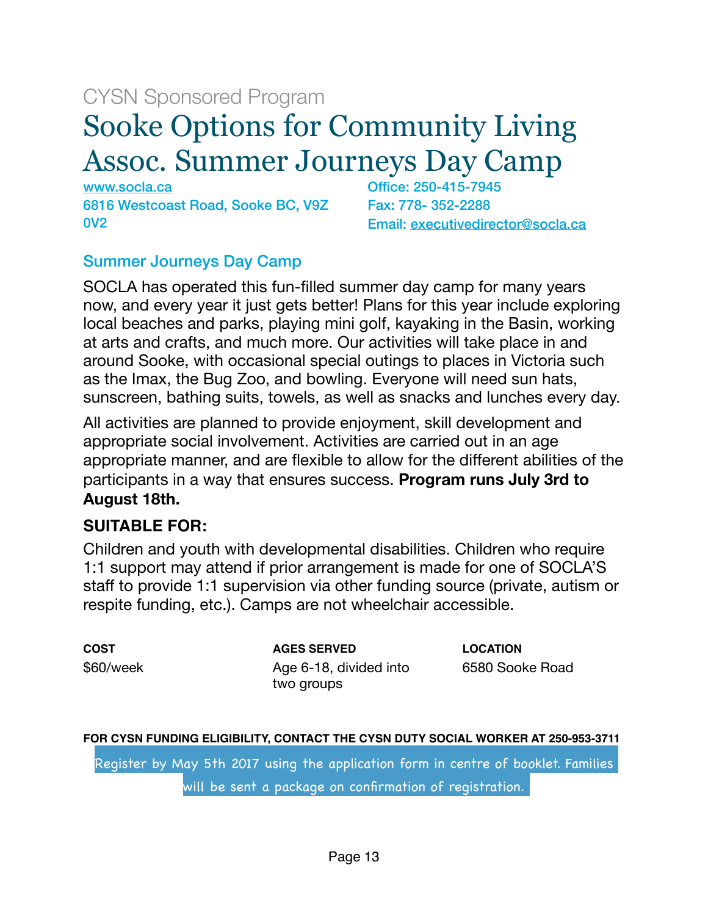CYSN Sponsored Program

# Sooke Options for Community Living Assoc. Summer Journeys Day Camp

www.socla.ca
6816 Westcoast Road, Sooke BC, V9Z 0V2

Office: 250-415-7945
Fax: 778- 352-2288
Email: executivedirector@socla.ca

## Summer Journeys Day Camp

SOCLA has operated this fun-filled summer day camp for many years now, and every year it just gets better! Plans for this year include exploring local beaches and parks, playing mini golf, kayaking in the Basin, working at arts and crafts, and much more. Our activities will take place in and around Sooke, with occasional special outings to places in Victoria such as the Imax, the Bug Zoo, and bowling. Everyone will need sun hats, sunscreen, bathing suits, towels, as well as snacks and lunches every day.

All activities are planned to provide enjoyment, skill development and appropriate social involvement. Activities are carried out in an age appropriate manner, and are flexible to allow for the different abilities of the participants in a way that ensures success. **Program runs July 3rd to August 18th.**

### SUITABLE FOR:

Children and youth with developmental disabilities. Children who require 1:1 support may attend if prior arrangement is made for one of SOCLA'S staff to provide 1:1 supervision via other funding source (private, autism or respite funding, etc.). Camps are not wheelchair accessible.

| COST | AGES SERVED | LOCATION |
|---|---|---|
| $60/week | Age 6-18, divided into two groups | 6580 Sooke Road |

**FOR CYSN FUNDING ELIGIBILITY, CONTACT THE CYSN DUTY SOCIAL WORKER AT 250-953-3711**

Register by May 5th 2017 using the application form in centre of booklet. Families will be sent a package on confirmation of registration.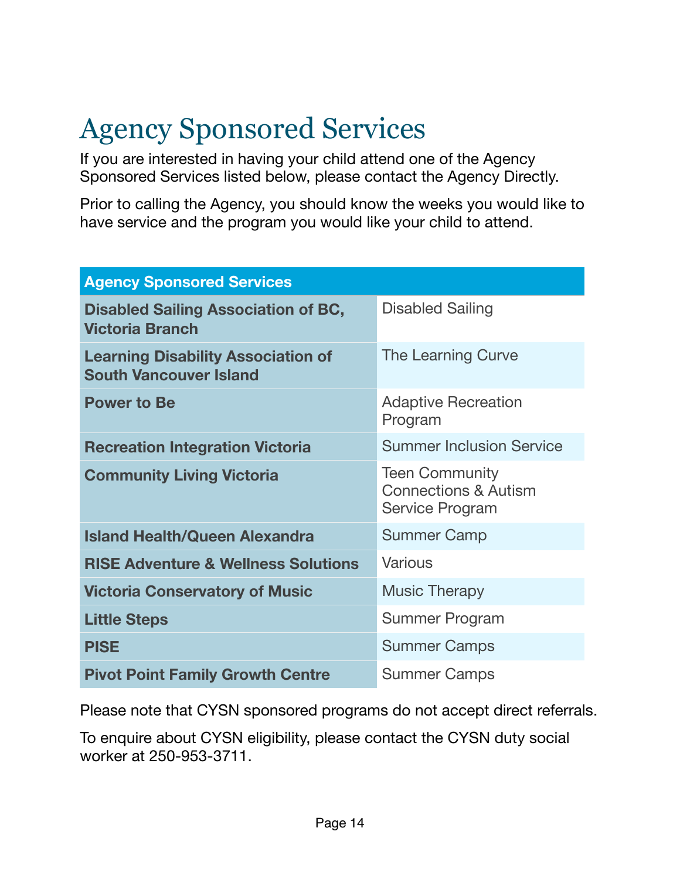# Agency Sponsored Services

If you are interested in having your child attend one of the Agency Sponsored Services listed below, please contact the Agency Directly.

Prior to calling the Agency, you should know the weeks you would like to have service and the program you would like your child to attend.

| Agency Sponsored Services | |
|---|---|
| **Disabled Sailing Association of BC, Victoria Branch** | Disabled Sailing |
| **Learning Disability Association of South Vancouver Island** | The Learning Curve |
| **Power to Be** | Adaptive Recreation Program |
| **Recreation Integration Victoria** | Summer Inclusion Service |
| **Community Living Victoria** | Teen Community Connections & Autism Service Program |
| **Island Health/Queen Alexandra** | Summer Camp |
| **RISE Adventure & Wellness Solutions** | Various |
| **Victoria Conservatory of Music** | Music Therapy |
| **Little Steps** | Summer Program |
| **PISE** | Summer Camps |
| **Pivot Point Family Growth Centre** | Summer Camps |

Please note that CYSN sponsored programs do not accept direct referrals.

To enquire about CYSN eligibility, please contact the CYSN duty social worker at 250-953-3711.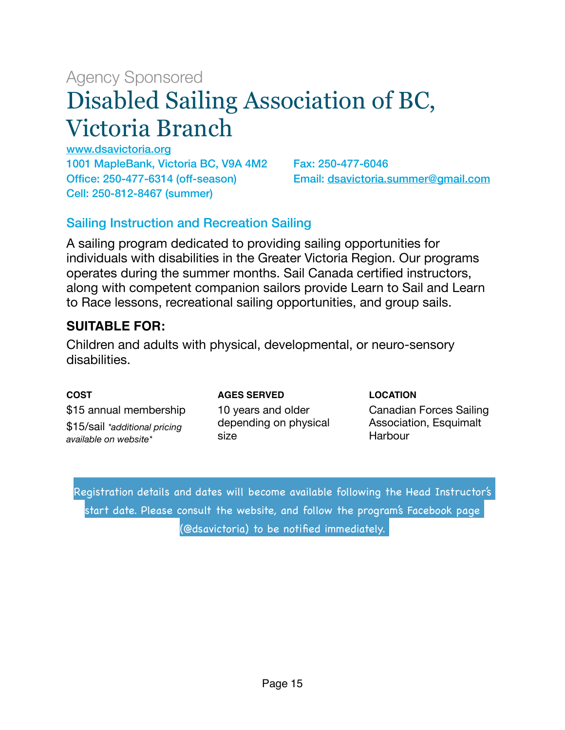Agency Sponsored

# Disabled Sailing Association of BC, Victoria Branch

www.dsavictoria.org
1001 MapleBank, Victoria BC, V9A 4M2
Office: 250-477-6314 (off-season)
Cell: 250-812-8467 (summer)
Fax: 250-477-6046
Email: dsavictoria.summer@gmail.com

## Sailing Instruction and Recreation Sailing

A sailing program dedicated to providing sailing opportunities for individuals with disabilities in the Greater Victoria Region. Our programs operates during the summer months. Sail Canada certified instructors, along with competent companion sailors provide Learn to Sail and Learn to Race lessons, recreational sailing opportunities, and group sails.

**SUITABLE FOR:**

Children and adults with physical, developmental, or neuro-sensory disabilities.

**COST**

$15 annual membership

$15/sail *\*additional pricing available on website\**

**AGES SERVED**

10 years and older depending on physical size

**LOCATION**

Canadian Forces Sailing Association, Esquimalt Harbour

Registration details and dates will become available following the Head Instructor's start date. Please consult the website, and follow the program's Facebook page (@dsavictoria) to be notified immediately.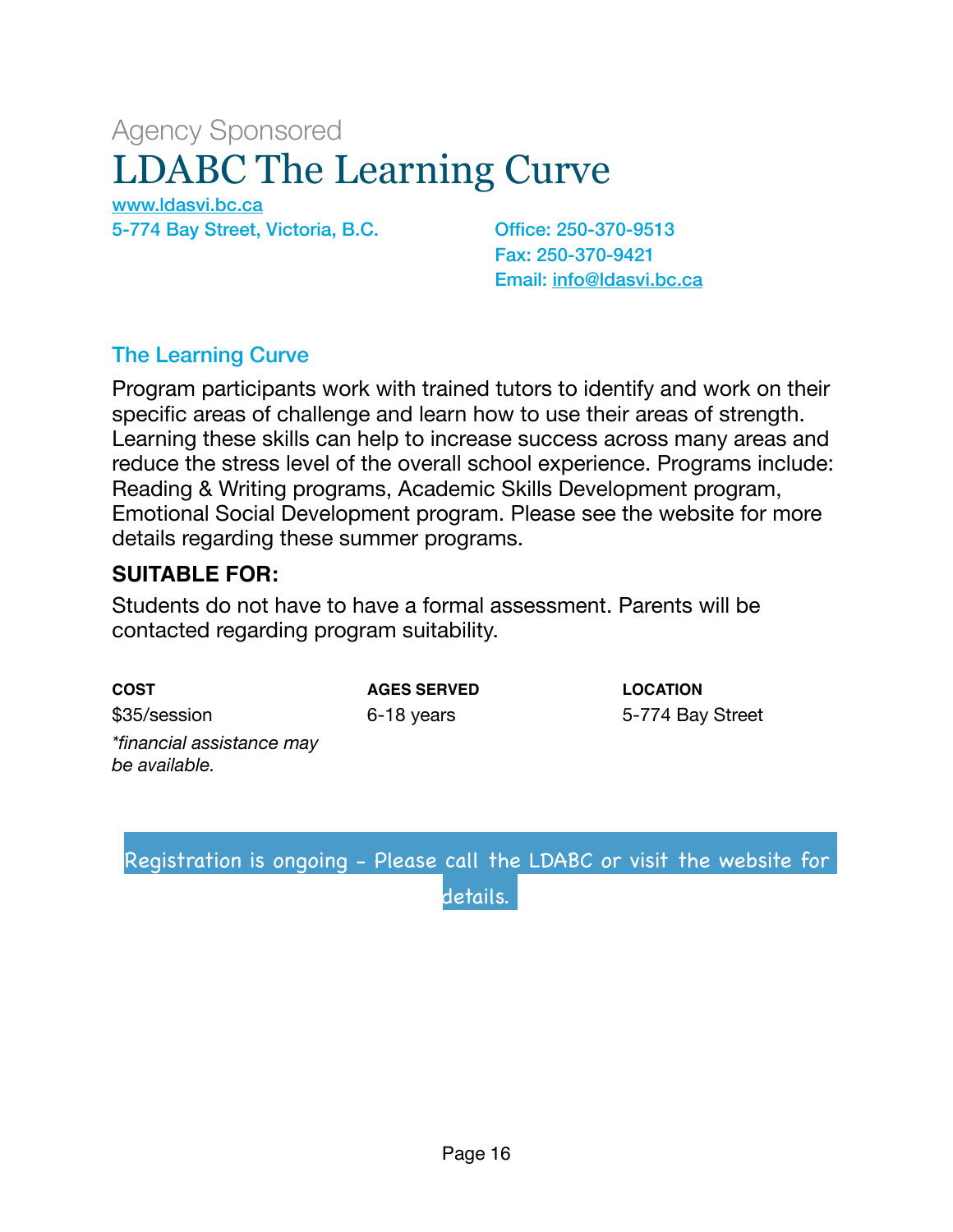Agency Sponsored

# LDABC The Learning Curve

www.ldasvi.bc.ca

5-774 Bay Street, Victoria, B.C.

Office: 250-370-9513
Fax: 250-370-9421
Email: info@ldasvi.bc.ca

## The Learning Curve

Program participants work with trained tutors to identify and work on their specific areas of challenge and learn how to use their areas of strength. Learning these skills can help to increase success across many areas and reduce the stress level of the overall school experience. Programs include: Reading & Writing programs, Academic Skills Development program, Emotional Social Development program. Please see the website for more details regarding these summer programs.

### SUITABLE FOR:

Students do not have to have a formal assessment. Parents will be contacted regarding program suitability.

| COST | AGES SERVED | LOCATION |
|---|---|---|
| $35/session<br>*\*financial assistance may be available.* | 6-18 years | 5-774 Bay Street |

Registration is ongoing - Please call the LDABC or visit the website for details.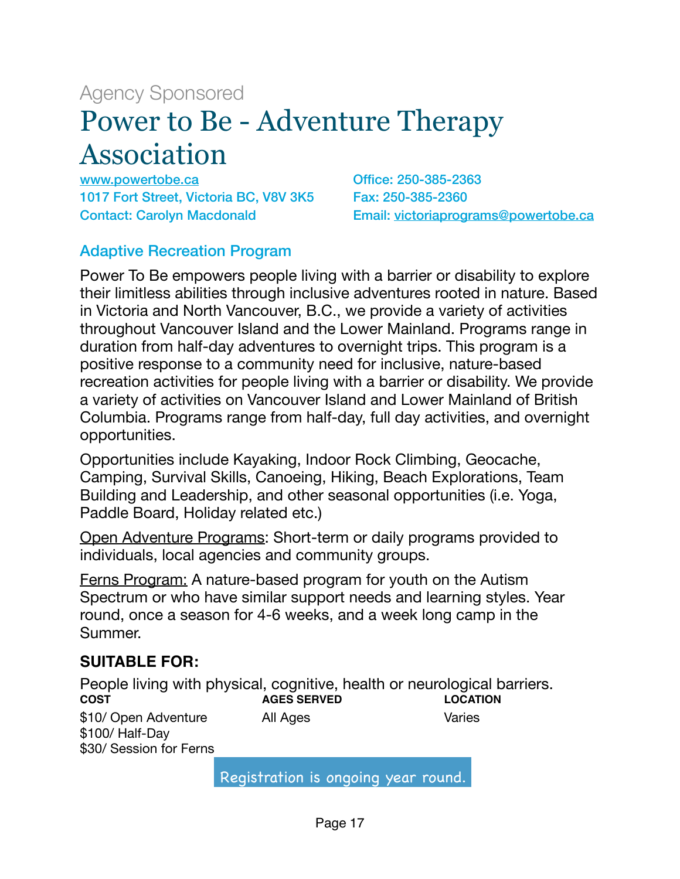Agency Sponsored

# Power to Be - Adventure Therapy Association

www.powertobe.ca
1017 Fort Street, Victoria BC, V8V 3K5
Contact: Carolyn Macdonald

Office: 250-385-2363
Fax: 250-385-2360
Email: victoriaprograms@powertobe.ca

## Adaptive Recreation Program

Power To Be empowers people living with a barrier or disability to explore their limitless abilities through inclusive adventures rooted in nature. Based in Victoria and North Vancouver, B.C., we provide a variety of activities throughout Vancouver Island and the Lower Mainland. Programs range in duration from half-day adventures to overnight trips. This program is a positive response to a community need for inclusive, nature-based recreation activities for people living with a barrier or disability. We provide a variety of activities on Vancouver Island and Lower Mainland of British Columbia. Programs range from half-day, full day activities, and overnight opportunities.

Opportunities include Kayaking, Indoor Rock Climbing, Geocache, Camping, Survival Skills, Canoeing, Hiking, Beach Explorations, Team Building and Leadership, and other seasonal opportunities (i.e. Yoga, Paddle Board, Holiday related etc.)

Open Adventure Programs: Short-term or daily programs provided to individuals, local agencies and community groups.

Ferns Program: A nature-based program for youth on the Autism Spectrum or who have similar support needs and learning styles. Year round, once a season for 4-6 weeks, and a week long camp in the Summer.

**SUITABLE FOR:**

People living with physical, cognitive, health or neurological barriers.

| COST | AGES SERVED | LOCATION |
|---|---|---|
| $10/ Open Adventure<br>$100/ Half-Day<br>$30/ Session for Ferns | All Ages | Varies |

Registration is ongoing year round.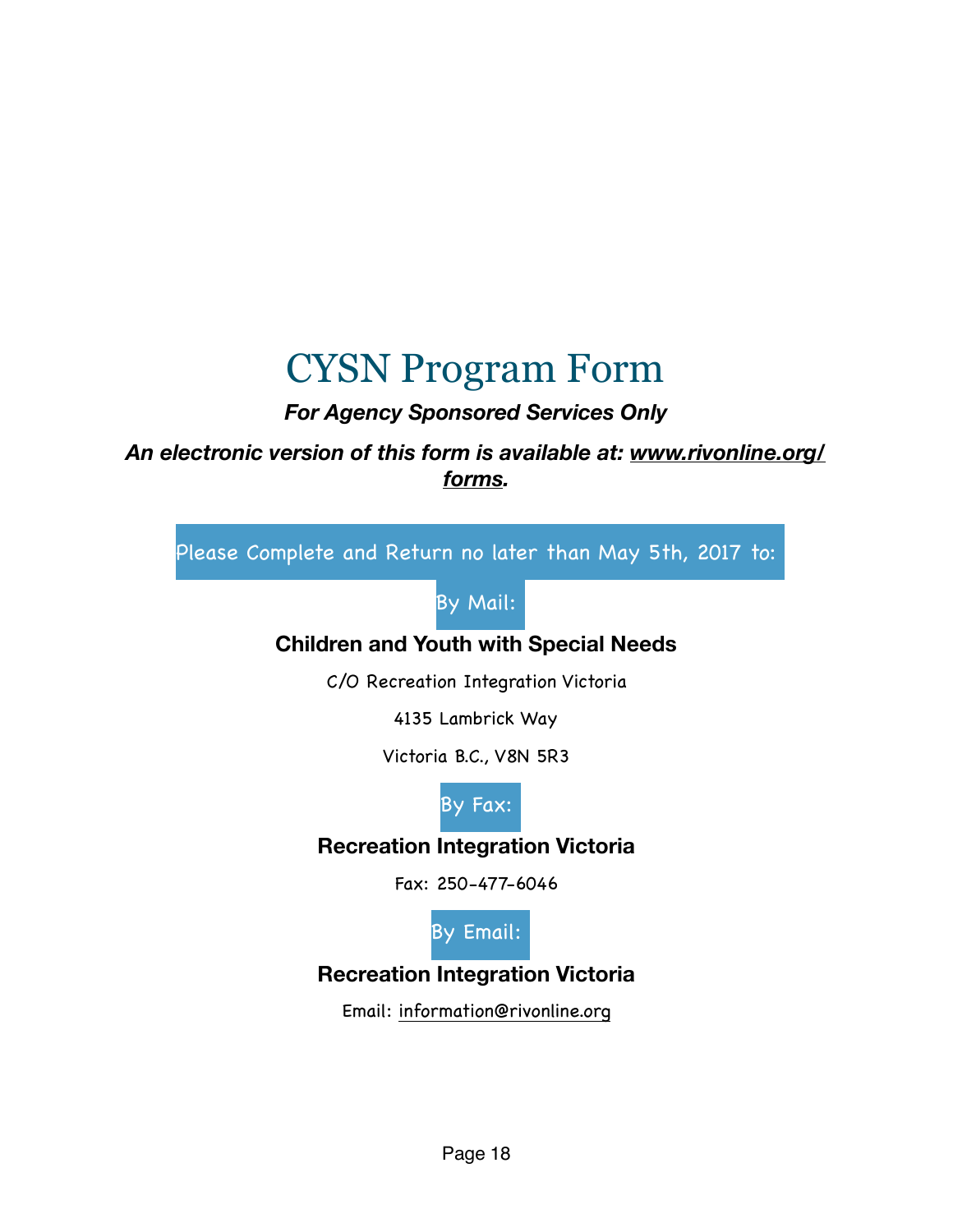# CYSN Program Form

***For Agency Sponsored Services Only***

***An electronic version of this form is available at: www.rivonline.org/forms.***

Please Complete and Return no later than May 5th, 2017 to:

By Mail:

**Children and Youth with Special Needs**

C/O Recreation Integration Victoria

4135 Lambrick Way

Victoria B.C., V8N 5R3

By Fax:

**Recreation Integration Victoria**

Fax: 250-477-6046

By Email:

**Recreation Integration Victoria**

Email: information@rivonline.org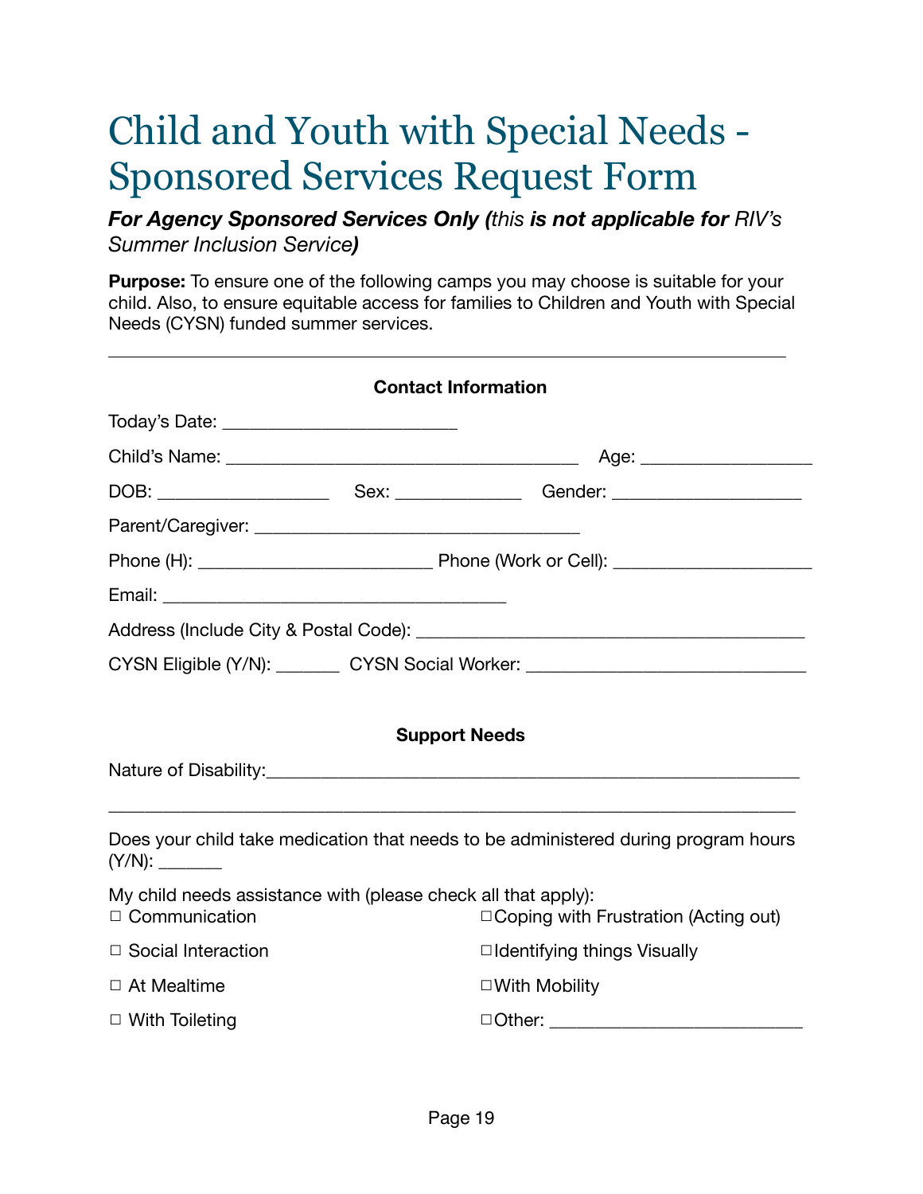# Child and Youth with Special Needs - Sponsored Services Request Form

***For Agency Sponsored Services Only (**this **is not applicable for** RIV's Summer Inclusion Service**)***

**Purpose:** To ensure one of the following camps you may choose is suitable for your child. Also, to ensure equitable access for families to Children and Youth with Special Needs (CYSN) funded summer services.

---

**Contact Information**

Today's Date: ________________________

Child's Name: ____________________________________ Age: _________________

DOB: __________________ Sex: _____________ Gender: ___________________

Parent/Caregiver: __________________________________

Phone (H): ________________________ Phone (Work or Cell): ____________________

Email: ____________________________________

Address (Include City & Postal Code): ________________________________________

CYSN Eligible (Y/N): _______ CYSN Social Worker: _____________________________

**Support Needs**

Nature of Disability:_______________________________________________________

__________________________________________________________________________

Does your child take medication that needs to be administered during program hours (Y/N): _______

My child needs assistance with (please check all that apply):

☐ Communication

☐ Social Interaction

☐ At Mealtime

☐ With Toileting

☐ Coping with Frustration (Acting out)

☐ Identifying things Visually

☐ With Mobility

☐ Other: __________________________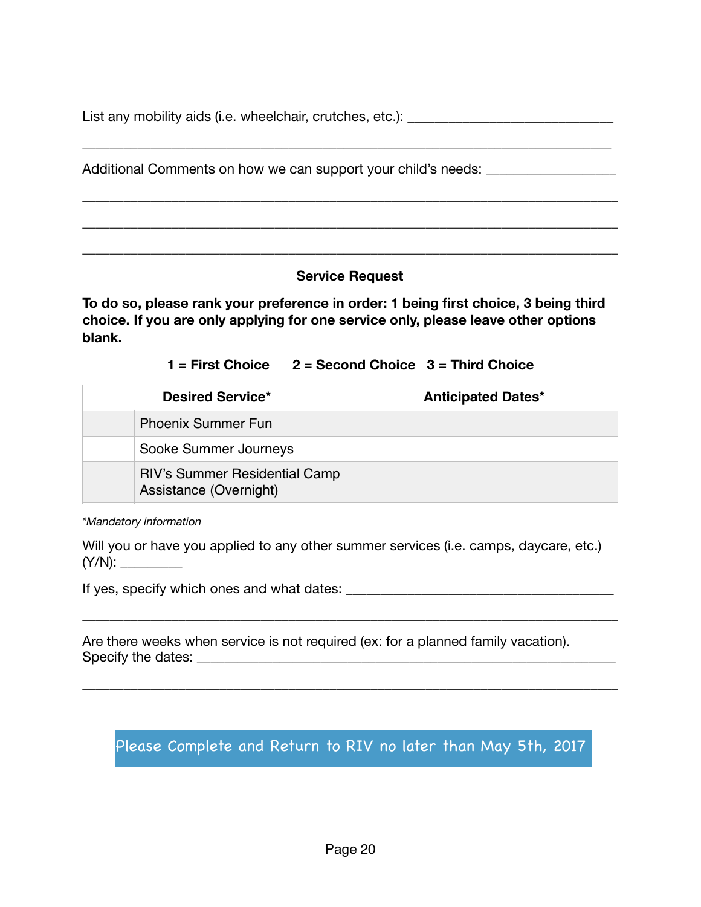List any mobility aids (i.e. wheelchair, crutches, etc.): ___________________________

___________________________________________________________________________

Additional Comments on how we can support your child's needs: _________________

___________________________________________________________________________

___________________________________________________________________________

___________________________________________________________________________

**Service Request**

**To do so, please rank your preference in order: 1 being first choice, 3 being third choice. If you are only applying for one service only, please leave other options blank.**

**1 = First Choice 2 = Second Choice 3 = Third Choice**

| Desired Service* | | Anticipated Dates* |
|---|---|---|
| | Phoenix Summer Fun | |
| | Sooke Summer Journeys | |
| | RIV's Summer Residential Camp Assistance (Overnight) | |

*\*Mandatory information*

Will you or have you applied to any other summer services (i.e. camps, daycare, etc.) (Y/N): ________

If yes, specify which ones and what dates: __________________________________

___________________________________________________________________________

Are there weeks when service is not required (ex: for a planned family vacation). Specify the dates: ________________________________________________________

___________________________________________________________________________

Please Complete and Return to RIV no later than May 5th, 2017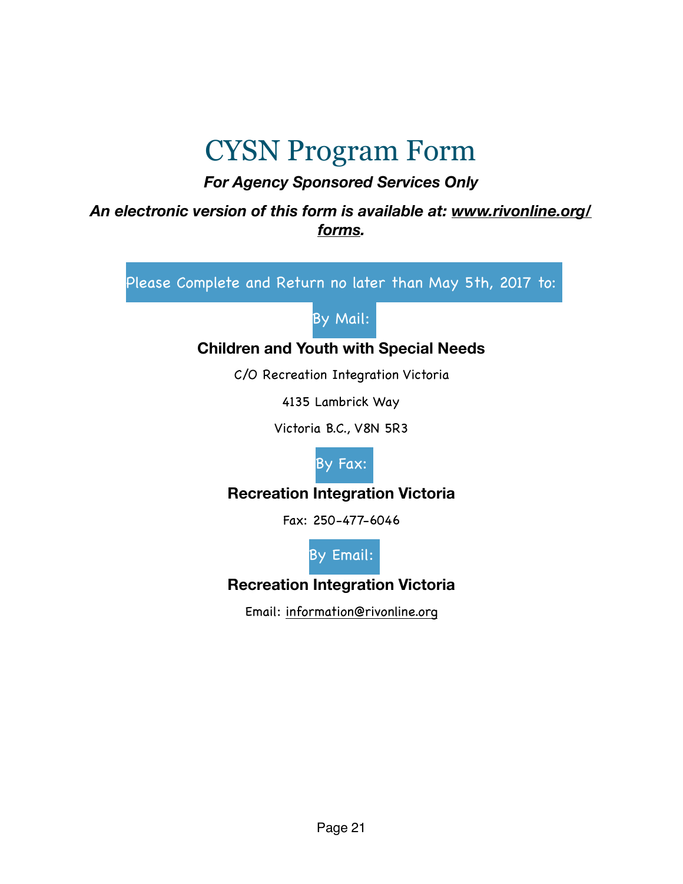# CYSN Program Form

***For Agency Sponsored Services Only***

***An electronic version of this form is available at: www.rivonline.org/forms.***

Please Complete and Return no later than May 5th, 2017 to:

By Mail:

**Children and Youth with Special Needs**

C/O Recreation Integration Victoria

4135 Lambrick Way

Victoria B.C., V8N 5R3

By Fax:

**Recreation Integration Victoria**

Fax: 250-477-6046

By Email:

**Recreation Integration Victoria**

Email: information@rivonline.org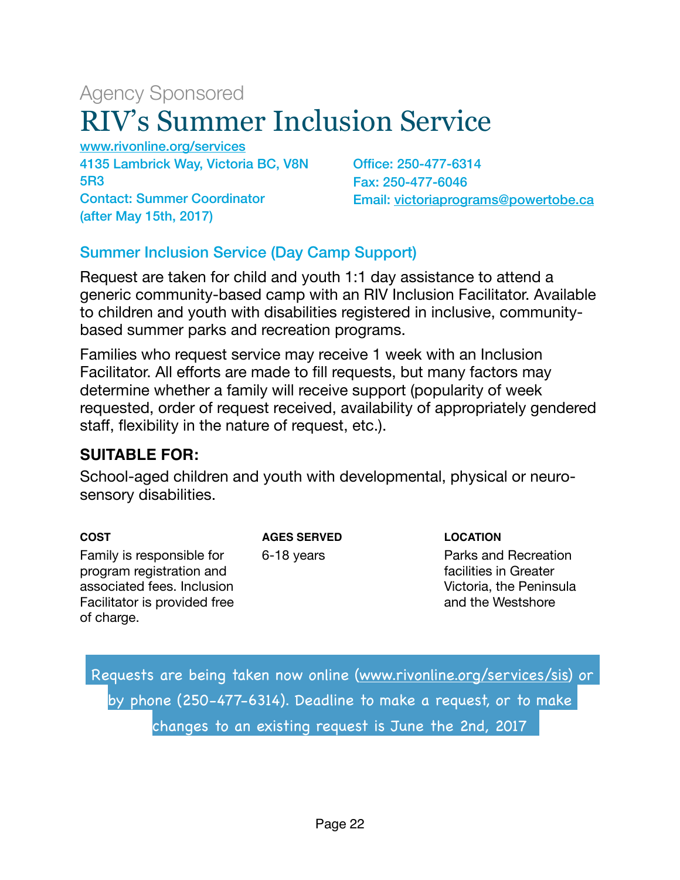Agency Sponsored

# RIV's Summer Inclusion Service

www.rivonline.org/services
4135 Lambrick Way, Victoria BC, V8N 5R3
Contact: Summer Coordinator (after May 15th, 2017)

Office: 250-477-6314
Fax: 250-477-6046
Email: victoriaprograms@powertobe.ca

## Summer Inclusion Service (Day Camp Support)

Request are taken for child and youth 1:1 day assistance to attend a generic community-based camp with an RIV Inclusion Facilitator. Available to children and youth with disabilities registered in inclusive, community-based summer parks and recreation programs.

Families who request service may receive 1 week with an Inclusion Facilitator. All efforts are made to fill requests, but many factors may determine whether a family will receive support (popularity of week requested, order of request received, availability of appropriately gendered staff, flexibility in the nature of request, etc.).

**SUITABLE FOR:**

School-aged children and youth with developmental, physical or neuro-sensory disabilities.

**COST**

Family is responsible for program registration and associated fees. Inclusion Facilitator is provided free of charge.

**AGES SERVED**

6-18 years

**LOCATION**

Parks and Recreation facilities in Greater Victoria, the Peninsula and the Westshore

Requests are being taken now online (www.rivonline.org/services/sis) or by phone (250-477-6314). Deadline to make a request, or to make changes to an existing request is June the 2nd, 2017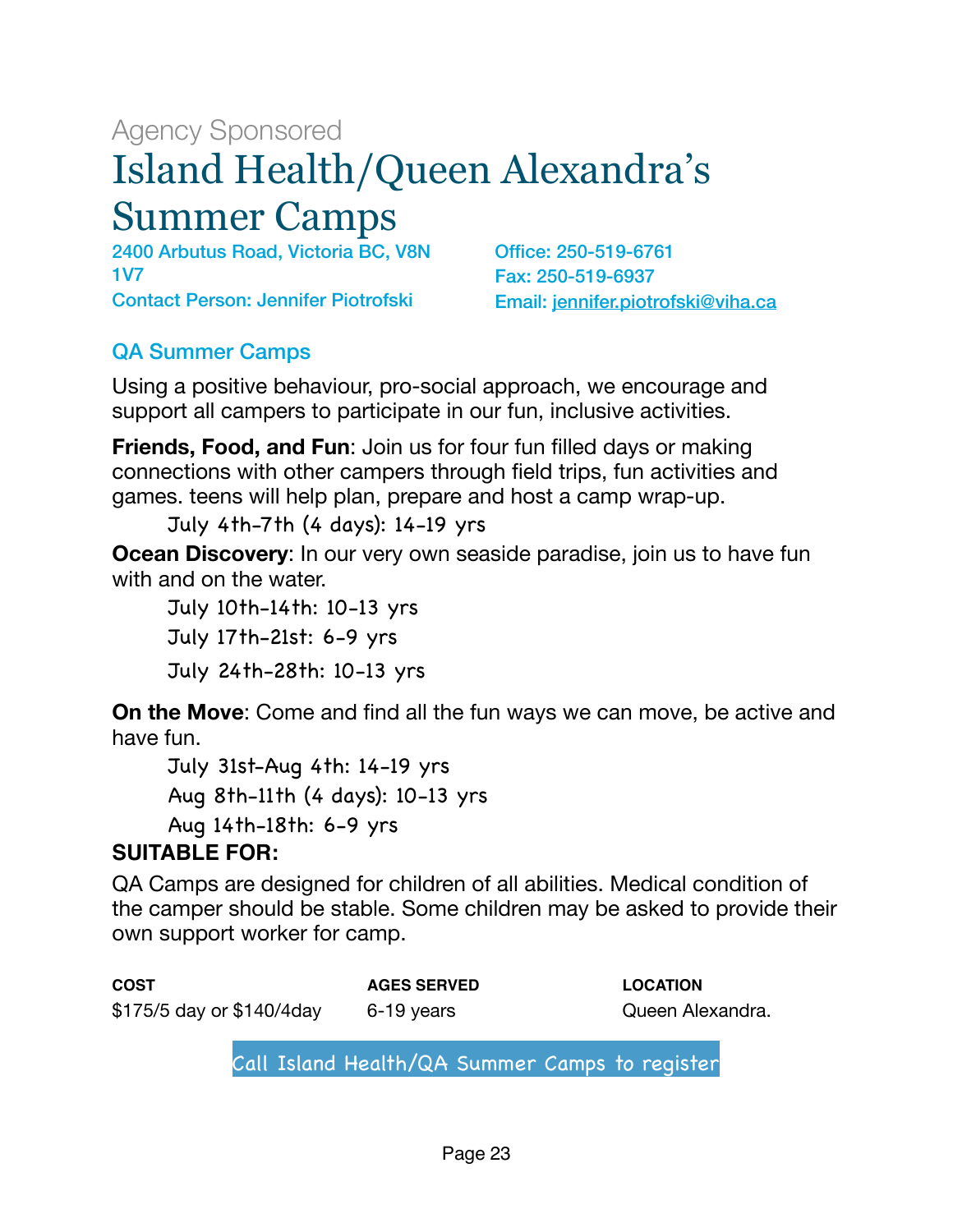Agency Sponsored

# Island Health/Queen Alexandra's Summer Camps

2400 Arbutus Road, Victoria BC, V8N 1V7
Contact Person: Jennifer Piotrofski

Office: 250-519-6761
Fax: 250-519-6937
Email: jennifer.piotrofski@viha.ca

## QA Summer Camps

Using a positive behaviour, pro-social approach, we encourage and support all campers to participate in our fun, inclusive activities.

**Friends, Food, and Fun**: Join us for four fun filled days or making connections with other campers through field trips, fun activities and games. teens will help plan, prepare and host a camp wrap-up.

- July 4th-7th (4 days): 14-19 yrs

**Ocean Discovery**: In our very own seaside paradise, join us to have fun with and on the water.

- July 10th-14th: 10-13 yrs
- July 17th-21st: 6-9 yrs
- July 24th-28th: 10-13 yrs

**On the Move**: Come and find all the fun ways we can move, be active and have fun.

- July 31st-Aug 4th: 14-19 yrs
- Aug 8th-11th (4 days): 10-13 yrs
- Aug 14th-18th: 6-9 yrs

**SUITABLE FOR:**

QA Camps are designed for children of all abilities. Medical condition of the camper should be stable. Some children may be asked to provide their own support worker for camp.

| COST | AGES SERVED | LOCATION |
|---|---|---|
| $175/5 day or $140/4day | 6-19 years | Queen Alexandra. |

Call Island Health/QA Summer Camps to register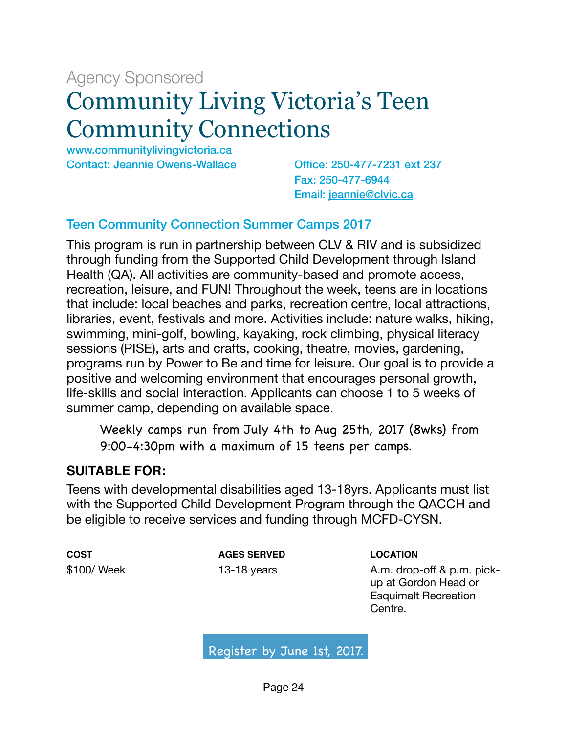Agency Sponsored

# Community Living Victoria's Teen Community Connections

www.communitylivingvictoria.ca

Contact: Jeannie Owens-Wallace

Office: 250-477-7231 ext 237

Fax: 250-477-6944

Email: jeannie@clvic.ca

## Teen Community Connection Summer Camps 2017

This program is run in partnership between CLV & RIV and is subsidized through funding from the Supported Child Development through Island Health (QA). All activities are community-based and promote access, recreation, leisure, and FUN! Throughout the week, teens are in locations that include: local beaches and parks, recreation centre, local attractions, libraries, event, festivals and more. Activities include: nature walks, hiking, swimming, mini-golf, bowling, kayaking, rock climbing, physical literacy sessions (PISE), arts and crafts, cooking, theatre, movies, gardening, programs run by Power to Be and time for leisure. Our goal is to provide a positive and welcoming environment that encourages personal growth, life-skills and social interaction. Applicants can choose 1 to 5 weeks of summer camp, depending on available space.

Weekly camps run from July 4th to Aug 25th, 2017 (8wks) from 9:00-4:30pm with a maximum of 15 teens per camps.

**SUITABLE FOR:**

Teens with developmental disabilities aged 13-18yrs. Applicants must list with the Supported Child Development Program through the QACCH and be eligible to receive services and funding through MCFD-CYSN.

| COST | AGES SERVED | LOCATION |
|---|---|---|
| $100/ Week | 13-18 years | A.m. drop-off & p.m. pick-up at Gordon Head or Esquimalt Recreation Centre. |

Register by June 1st, 2017.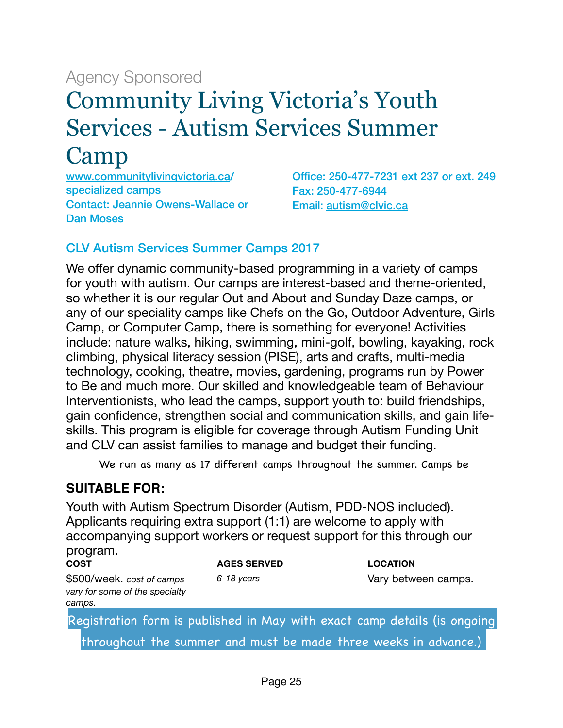Agency Sponsored

# Community Living Victoria's Youth Services - Autism Services Summer Camp

www.communitylivingvictoria.ca/specialized camps
Contact: Jeannie Owens-Wallace or Dan Moses

Office: 250-477-7231 ext 237 or ext. 249
Fax: 250-477-6944
Email: autism@clvic.ca

## CLV Autism Services Summer Camps 2017

We offer dynamic community-based programming in a variety of camps for youth with autism. Our camps are interest-based and theme-oriented, so whether it is our regular Out and About and Sunday Daze camps, or any of our speciality camps like Chefs on the Go, Outdoor Adventure, Girls Camp, or Computer Camp, there is something for everyone! Activities include: nature walks, hiking, swimming, mini-golf, bowling, kayaking, rock climbing, physical literacy session (PISE), arts and crafts, multi-media technology, cooking, theatre, movies, gardening, programs run by Power to Be and much more. Our skilled and knowledgeable team of Behaviour Interventionists, who lead the camps, support youth to: build friendships, gain confidence, strengthen social and communication skills, and gain life-skills. This program is eligible for coverage through Autism Funding Unit and CLV can assist families to manage and budget their funding.

We run as many as 17 different camps throughout the summer. Camps be

**SUITABLE FOR:**

Youth with Autism Spectrum Disorder (Autism, PDD-NOS included). Applicants requiring extra support (1:1) are welcome to apply with accompanying support workers or request support for this through our program.

| COST | AGES SERVED | LOCATION |
|---|---|---|
| $500/week. *cost of camps vary for some of the specialty camps.* | *6-18 years* | Vary between camps. |

Registration form is published in May with exact camp details (is ongoing throughout the summer and must be made three weeks in advance.)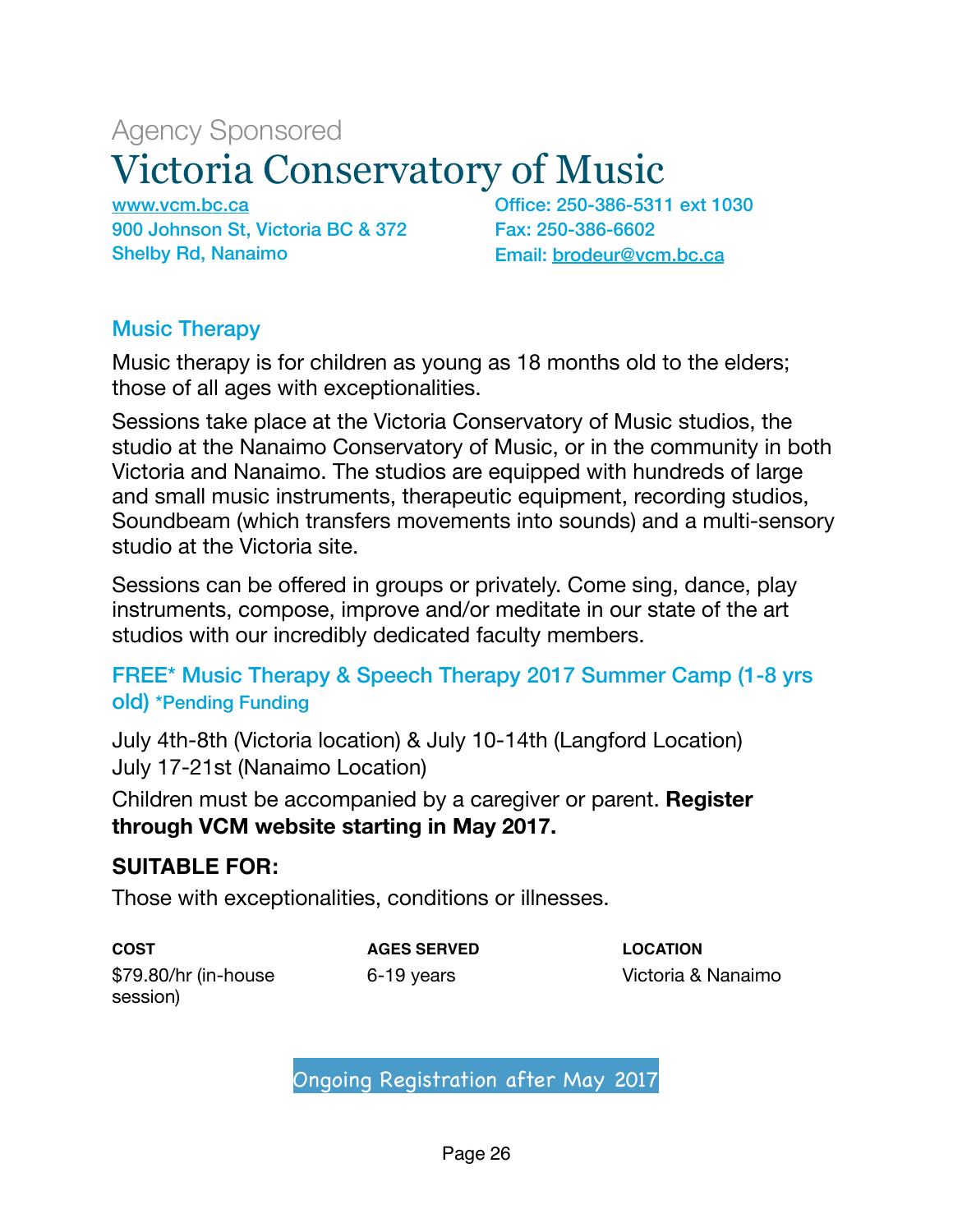Agency Sponsored

# Victoria Conservatory of Music

www.vcm.bc.ca
900 Johnson St, Victoria BC & 372 Shelby Rd, Nanaimo

Office: 250-386-5311 ext 1030
Fax: 250-386-6602
Email: brodeur@vcm.bc.ca

## Music Therapy

Music therapy is for children as young as 18 months old to the elders; those of all ages with exceptionalities.

Sessions take place at the Victoria Conservatory of Music studios, the studio at the Nanaimo Conservatory of Music, or in the community in both Victoria and Nanaimo. The studios are equipped with hundreds of large and small music instruments, therapeutic equipment, recording studios, Soundbeam (which transfers movements into sounds) and a multi-sensory studio at the Victoria site.

Sessions can be offered in groups or privately. Come sing, dance, play instruments, compose, improve and/or meditate in our state of the art studios with our incredibly dedicated faculty members.

### FREE* Music Therapy & Speech Therapy 2017 Summer Camp (1-8 yrs old) *Pending Funding

July 4th-8th (Victoria location) & July 10-14th (Langford Location)
July 17-21st (Nanaimo Location)

Children must be accompanied by a caregiver or parent. **Register through VCM website starting in May 2017.**

**SUITABLE FOR:**

Those with exceptionalities, conditions or illnesses.

| COST | AGES SERVED | LOCATION |
| --- | --- | --- |
| $79.80/hr (in-house session) | 6-19 years | Victoria & Nanaimo |

Ongoing Registration after May 2017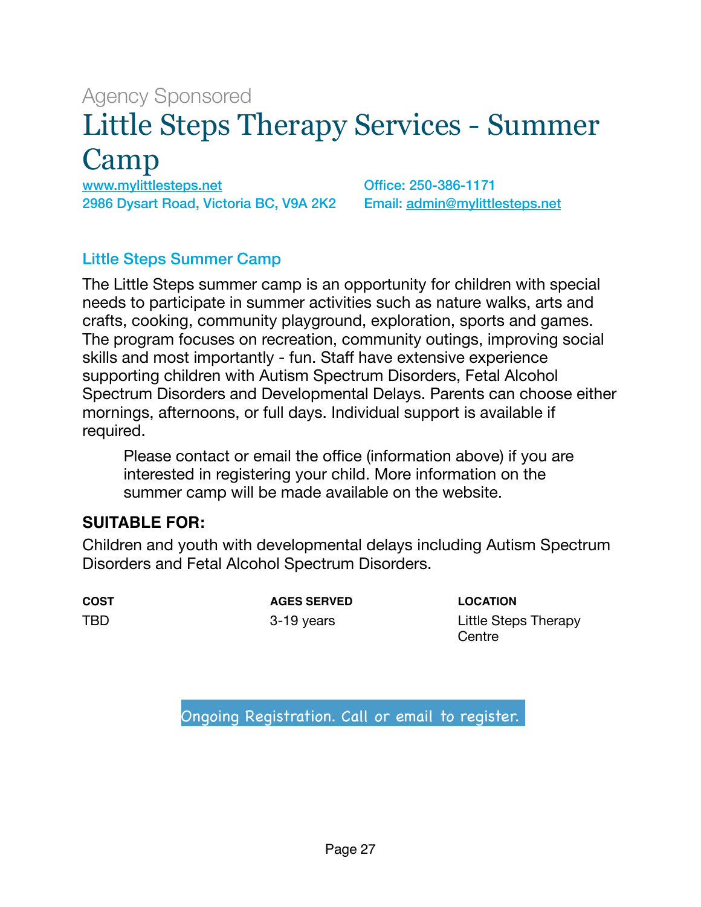Agency Sponsored

# Little Steps Therapy Services - Summer Camp

www.mylittlesteps.net
2986 Dysart Road, Victoria BC, V9A 2K2

Office: 250-386-1171
Email: admin@mylittlesteps.net

## Little Steps Summer Camp

The Little Steps summer camp is an opportunity for children with special needs to participate in summer activities such as nature walks, arts and crafts, cooking, community playground, exploration, sports and games. The program focuses on recreation, community outings, improving social skills and most importantly - fun. Staff have extensive experience supporting children with Autism Spectrum Disorders, Fetal Alcohol Spectrum Disorders and Developmental Delays. Parents can choose either mornings, afternoons, or full days. Individual support is available if required.

> Please contact or email the office (information above) if you are interested in registering your child. More information on the summer camp will be made available on the website.

**SUITABLE FOR:**

Children and youth with developmental delays including Autism Spectrum Disorders and Fetal Alcohol Spectrum Disorders.

| COST | AGES SERVED | LOCATION |
| --- | --- | --- |
| TBD | 3-19 years | Little Steps Therapy Centre |

Ongoing Registration. Call or email to register.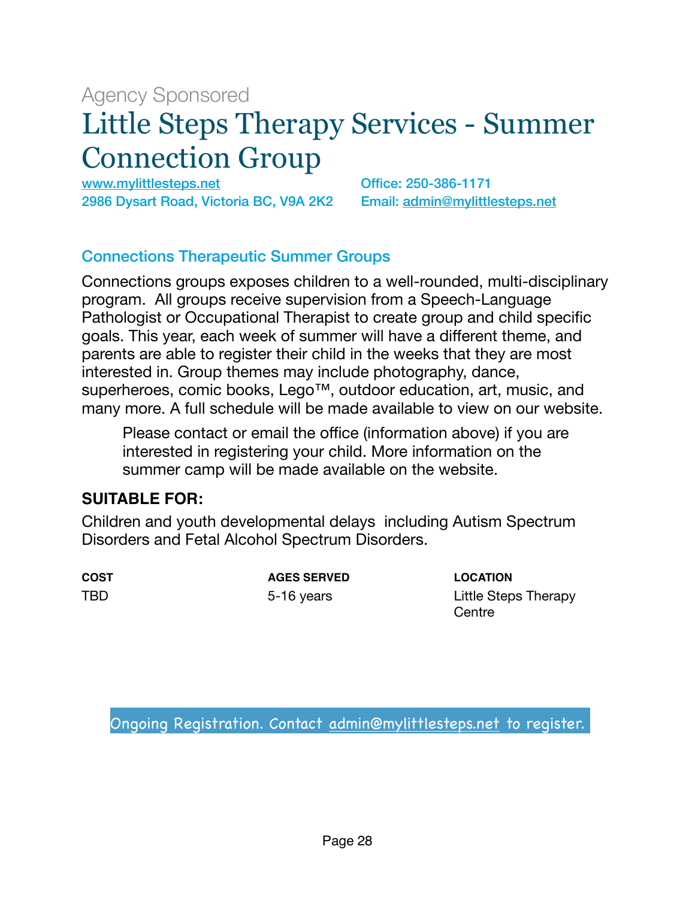Agency Sponsored

# Little Steps Therapy Services - Summer Connection Group

www.mylittlesteps.net
2986 Dysart Road, Victoria BC, V9A 2K2

Office: 250-386-1171
Email: admin@mylittlesteps.net

## Connections Therapeutic Summer Groups

Connections groups exposes children to a well-rounded, multi-disciplinary program. All groups receive supervision from a Speech-Language Pathologist or Occupational Therapist to create group and child specific goals. This year, each week of summer will have a different theme, and parents are able to register their child in the weeks that they are most interested in. Group themes may include photography, dance, superheroes, comic books, Lego™, outdoor education, art, music, and many more. A full schedule will be made available to view on our website.

Please contact or email the office (information above) if you are interested in registering your child. More information on the summer camp will be made available on the website.

**SUITABLE FOR:**

Children and youth developmental delays including Autism Spectrum Disorders and Fetal Alcohol Spectrum Disorders.

| COST | AGES SERVED | LOCATION |
| --- | --- | --- |
| TBD | 5-16 years | Little Steps Therapy Centre |

Ongoing Registration. Contact admin@mylittlesteps.net to register.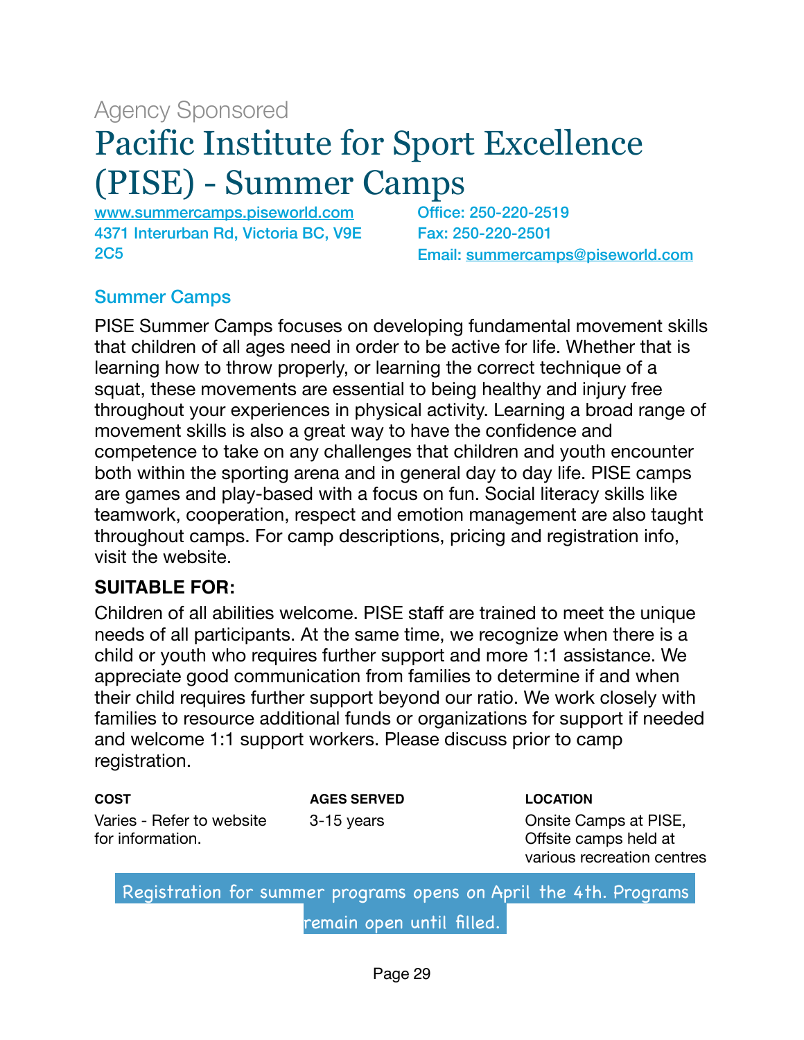Agency Sponsored

# Pacific Institute for Sport Excellence (PISE) - Summer Camps

www.summercamps.piseworld.com
4371 Interurban Rd, Victoria BC, V9E 2C5

Office: 250-220-2519
Fax: 250-220-2501
Email: summercamps@piseworld.com

## Summer Camps

PISE Summer Camps focuses on developing fundamental movement skills that children of all ages need in order to be active for life. Whether that is learning how to throw properly, or learning the correct technique of a squat, these movements are essential to being healthy and injury free throughout your experiences in physical activity. Learning a broad range of movement skills is also a great way to have the confidence and competence to take on any challenges that children and youth encounter both within the sporting arena and in general day to day life. PISE camps are games and play-based with a focus on fun. Social literacy skills like teamwork, cooperation, respect and emotion management are also taught throughout camps. For camp descriptions, pricing and registration info, visit the website.

**SUITABLE FOR:**

Children of all abilities welcome. PISE staff are trained to meet the unique needs of all participants. At the same time, we recognize when there is a child or youth who requires further support and more 1:1 assistance. We appreciate good communication from families to determine if and when their child requires further support beyond our ratio. We work closely with families to resource additional funds or organizations for support if needed and welcome 1:1 support workers. Please discuss prior to camp registration.

| COST | AGES SERVED | LOCATION |
|---|---|---|
| Varies - Refer to website for information. | 3-15 years | Onsite Camps at PISE, Offsite camps held at various recreation centres |

Registration for summer programs opens on April the 4th. Programs remain open until filled.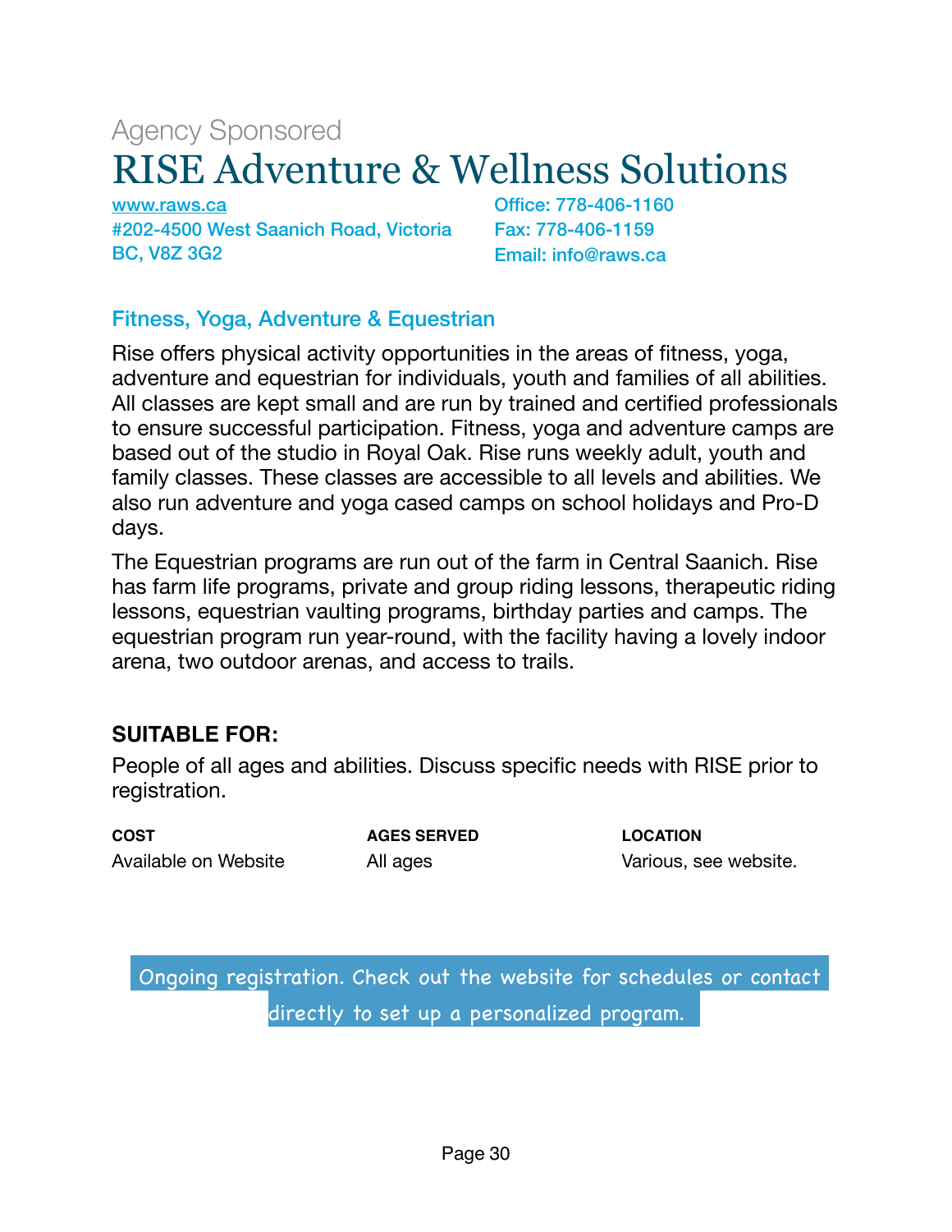Agency Sponsored

# RISE Adventure & Wellness Solutions

www.raws.ca
#202-4500 West Saanich Road, Victoria BC, V8Z 3G2

Office: 778-406-1160
Fax: 778-406-1159
Email: info@raws.ca

## Fitness, Yoga, Adventure & Equestrian

Rise offers physical activity opportunities in the areas of fitness, yoga, adventure and equestrian for individuals, youth and families of all abilities. All classes are kept small and are run by trained and certified professionals to ensure successful participation. Fitness, yoga and adventure camps are based out of the studio in Royal Oak. Rise runs weekly adult, youth and family classes. These classes are accessible to all levels and abilities. We also run adventure and yoga cased camps on school holidays and Pro-D days.

The Equestrian programs are run out of the farm in Central Saanich. Rise has farm life programs, private and group riding lessons, therapeutic riding lessons, equestrian vaulting programs, birthday parties and camps. The equestrian program run year-round, with the facility having a lovely indoor arena, two outdoor arenas, and access to trails.

### SUITABLE FOR:

People of all ages and abilities. Discuss specific needs with RISE prior to registration.

| COST | AGES SERVED | LOCATION |
|---|---|---|
| Available on Website | All ages | Various, see website. |

Ongoing registration. Check out the website for schedules or contact directly to set up a personalized program.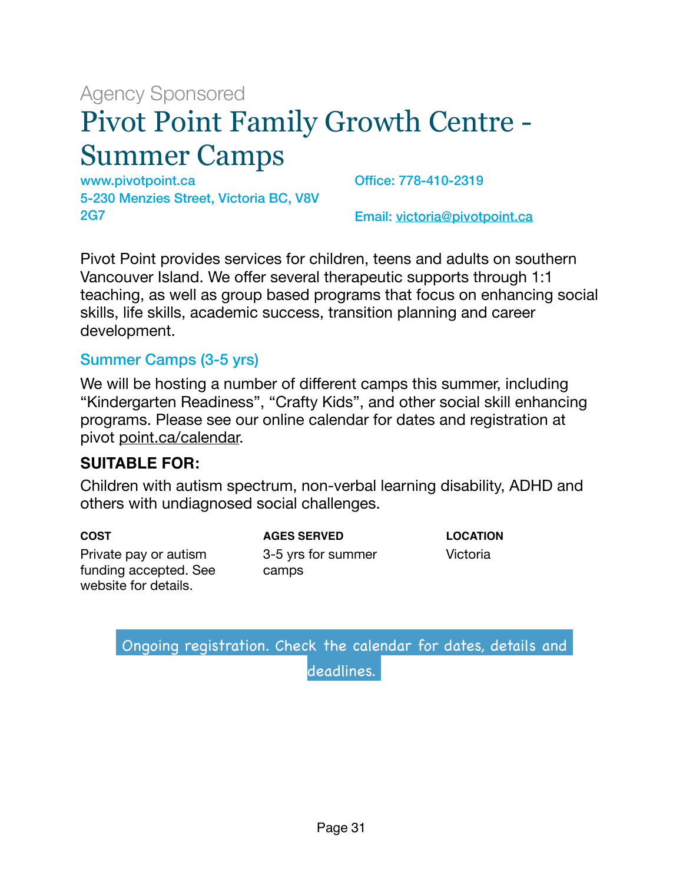Agency Sponsored

# Pivot Point Family Growth Centre - Summer Camps

www.pivotpoint.ca
5-230 Menzies Street, Victoria BC, V8V 2G7

Office: 778-410-2319

Email: victoria@pivotpoint.ca

Pivot Point provides services for children, teens and adults on southern Vancouver Island. We offer several therapeutic supports through 1:1 teaching, as well as group based programs that focus on enhancing social skills, life skills, academic success, transition planning and career development.

## Summer Camps (3-5 yrs)

We will be hosting a number of different camps this summer, including "Kindergarten Readiness", "Crafty Kids", and other social skill enhancing programs. Please see our online calendar for dates and registration at pivot point.ca/calendar.

**SUITABLE FOR:**

Children with autism spectrum, non-verbal learning disability, ADHD and others with undiagnosed social challenges.

| COST | AGES SERVED | LOCATION |
|---|---|---|
| Private pay or autism funding accepted. See website for details. | 3-5 yrs for summer camps | Victoria |

Ongoing registration. Check the calendar for dates, details and deadlines.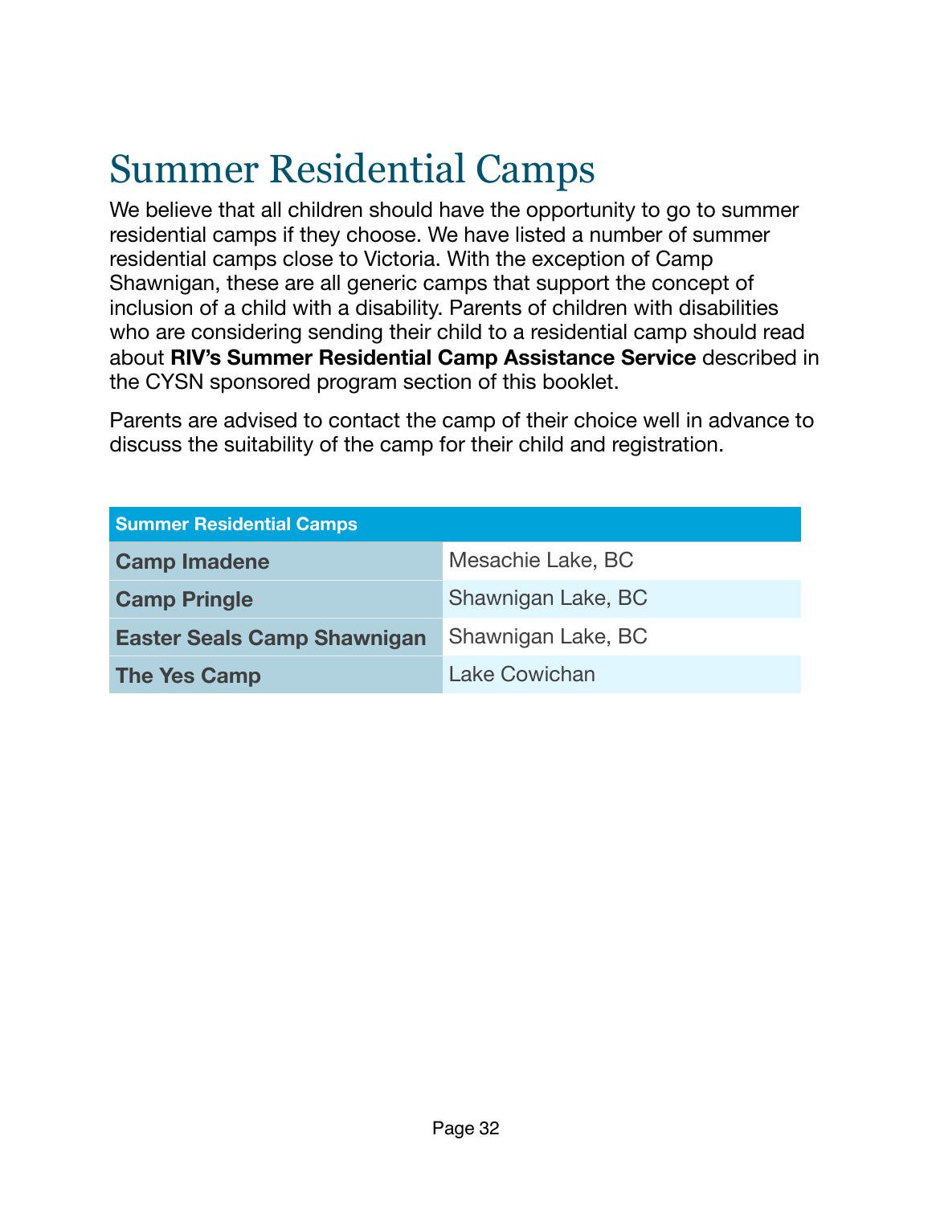# Summer Residential Camps

We believe that all children should have the opportunity to go to summer residential camps if they choose. We have listed a number of summer residential camps close to Victoria. With the exception of Camp Shawnigan, these are all generic camps that support the concept of inclusion of a child with a disability. Parents of children with disabilities who are considering sending their child to a residential camp should read about **RIV's Summer Residential Camp Assistance Service** described in the CYSN sponsored program section of this booklet.

Parents are advised to contact the camp of their choice well in advance to discuss the suitability of the camp for their child and registration.

| Summer Residential Camps | |
|---|---|
| **Camp Imadene** | Mesachie Lake, BC |
| **Camp Pringle** | Shawnigan Lake, BC |
| **Easter Seals Camp Shawnigan** | Shawnigan Lake, BC |
| **The Yes Camp** | Lake Cowichan |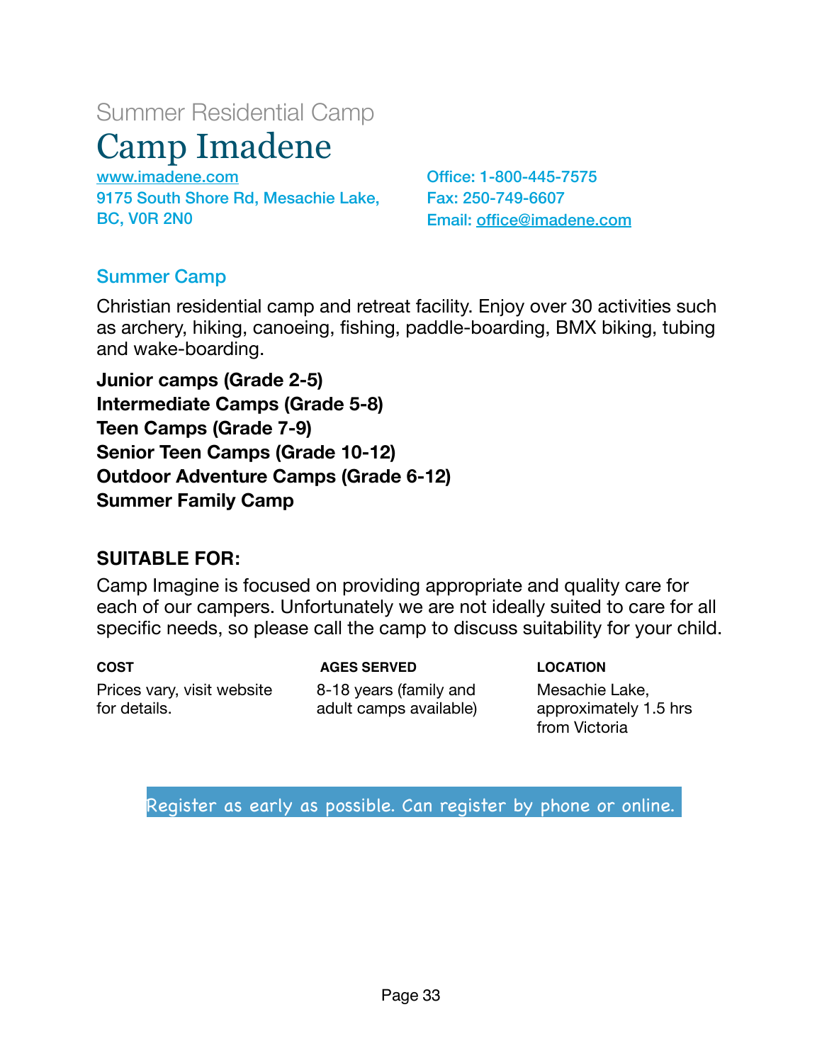Summer Residential Camp

# Camp Imadene

www.imadene.com
9175 South Shore Rd, Mesachie Lake, BC, V0R 2N0

Office: 1-800-445-7575
Fax: 250-749-6607
Email: office@imadene.com

## Summer Camp

Christian residential camp and retreat facility. Enjoy over 30 activities such as archery, hiking, canoeing, fishing, paddle-boarding, BMX biking, tubing and wake-boarding.

**Junior camps (Grade 2-5)**
**Intermediate Camps (Grade 5-8)**
**Teen Camps (Grade 7-9)**
**Senior Teen Camps (Grade 10-12)**
**Outdoor Adventure Camps (Grade 6-12)**
**Summer Family Camp**

### SUITABLE FOR:

Camp Imagine is focused on providing appropriate and quality care for each of our campers. Unfortunately we are not ideally suited to care for all specific needs, so please call the camp to discuss suitability for your child.

| COST | AGES SERVED | LOCATION |
|---|---|---|
| Prices vary, visit website for details. | 8-18 years (family and adult camps available) | Mesachie Lake, approximately 1.5 hrs from Victoria |

Register as early as possible. Can register by phone or online.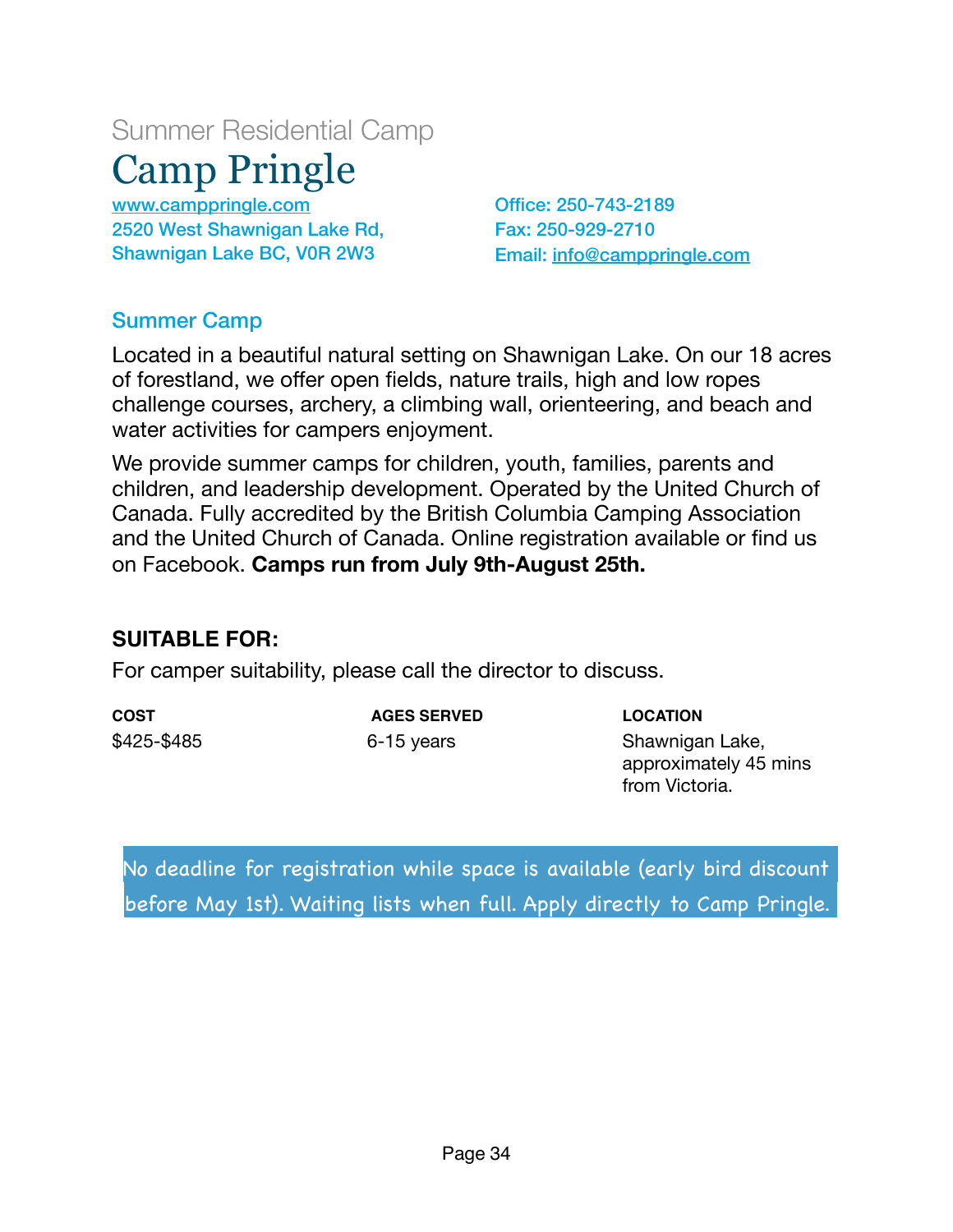Summer Residential Camp

# Camp Pringle

www.camppringle.com
2520 West Shawnigan Lake Rd,
Shawnigan Lake BC, V0R 2W3

Office: 250-743-2189
Fax: 250-929-2710
Email: info@camppringle.com

## Summer Camp

Located in a beautiful natural setting on Shawnigan Lake. On our 18 acres of forestland, we offer open fields, nature trails, high and low ropes challenge courses, archery, a climbing wall, orienteering, and beach and water activities for campers enjoyment.

We provide summer camps for children, youth, families, parents and children, and leadership development. Operated by the United Church of Canada. Fully accredited by the British Columbia Camping Association and the United Church of Canada. Online registration available or find us on Facebook. **Camps run from July 9th-August 25th.**

**SUITABLE FOR:**

For camper suitability, please call the director to discuss.

| COST | AGES SERVED | LOCATION |
|---|---|---|
| $425-$485 | 6-15 years | Shawnigan Lake, approximately 45 mins from Victoria. |

No deadline for registration while space is available (early bird discount before May 1st). Waiting lists when full. Apply directly to Camp Pringle.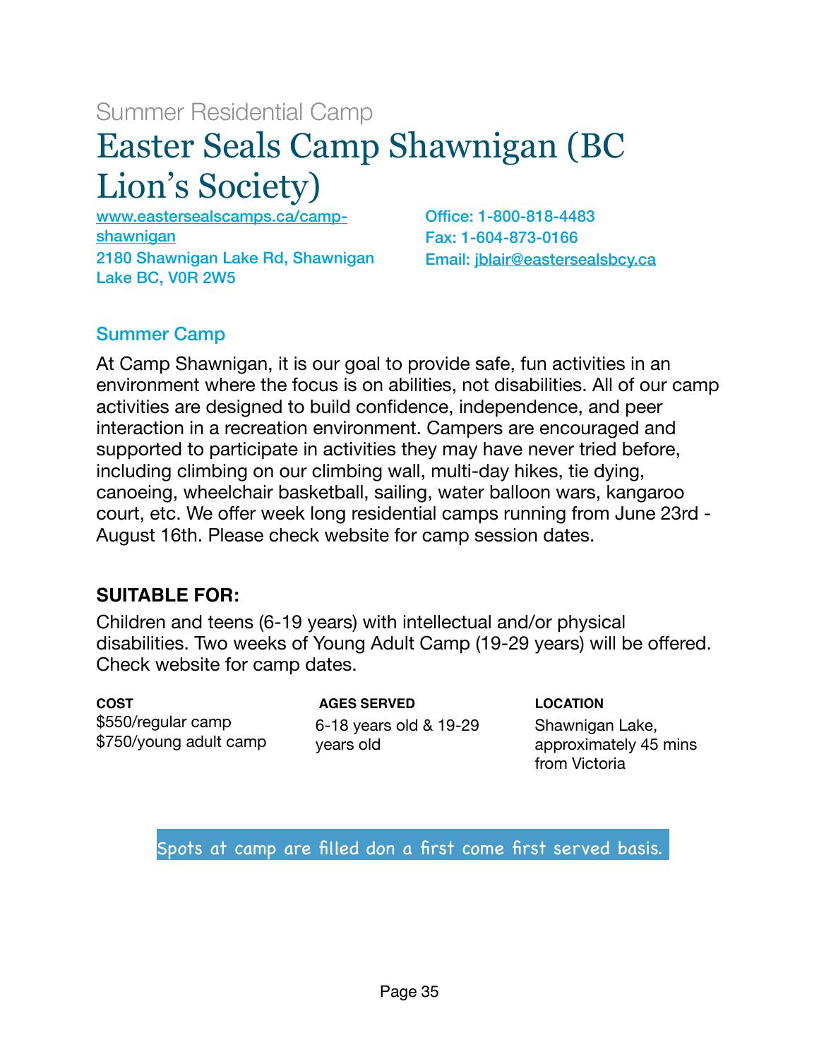Summer Residential Camp

# Easter Seals Camp Shawnigan (BC Lion's Society)

www.eastersealscamps.ca/camp-shawnigan
2180 Shawnigan Lake Rd, Shawnigan Lake BC, V0R 2W5

Office: 1-800-818-4483
Fax: 1-604-873-0166
Email: jblair@eastersealsbcy.ca

## Summer Camp

At Camp Shawnigan, it is our goal to provide safe, fun activities in an environment where the focus is on abilities, not disabilities. All of our camp activities are designed to build confidence, independence, and peer interaction in a recreation environment. Campers are encouraged and supported to participate in activities they may have never tried before, including climbing on our climbing wall, multi-day hikes, tie dying, canoeing, wheelchair basketball, sailing, water balloon wars, kangaroo court, etc. We offer week long residential camps running from June 23rd - August 16th. Please check website for camp session dates.

### SUITABLE FOR:

Children and teens (6-19 years) with intellectual and/or physical disabilities. Two weeks of Young Adult Camp (19-29 years) will be offered. Check website for camp dates.

| COST | AGES SERVED | LOCATION |
|---|---|---|
| $550/regular camp<br>$750/young adult camp | 6-18 years old & 19-29 years old | Shawnigan Lake, approximately 45 mins from Victoria |

Spots at camp are filled don a first come first served basis.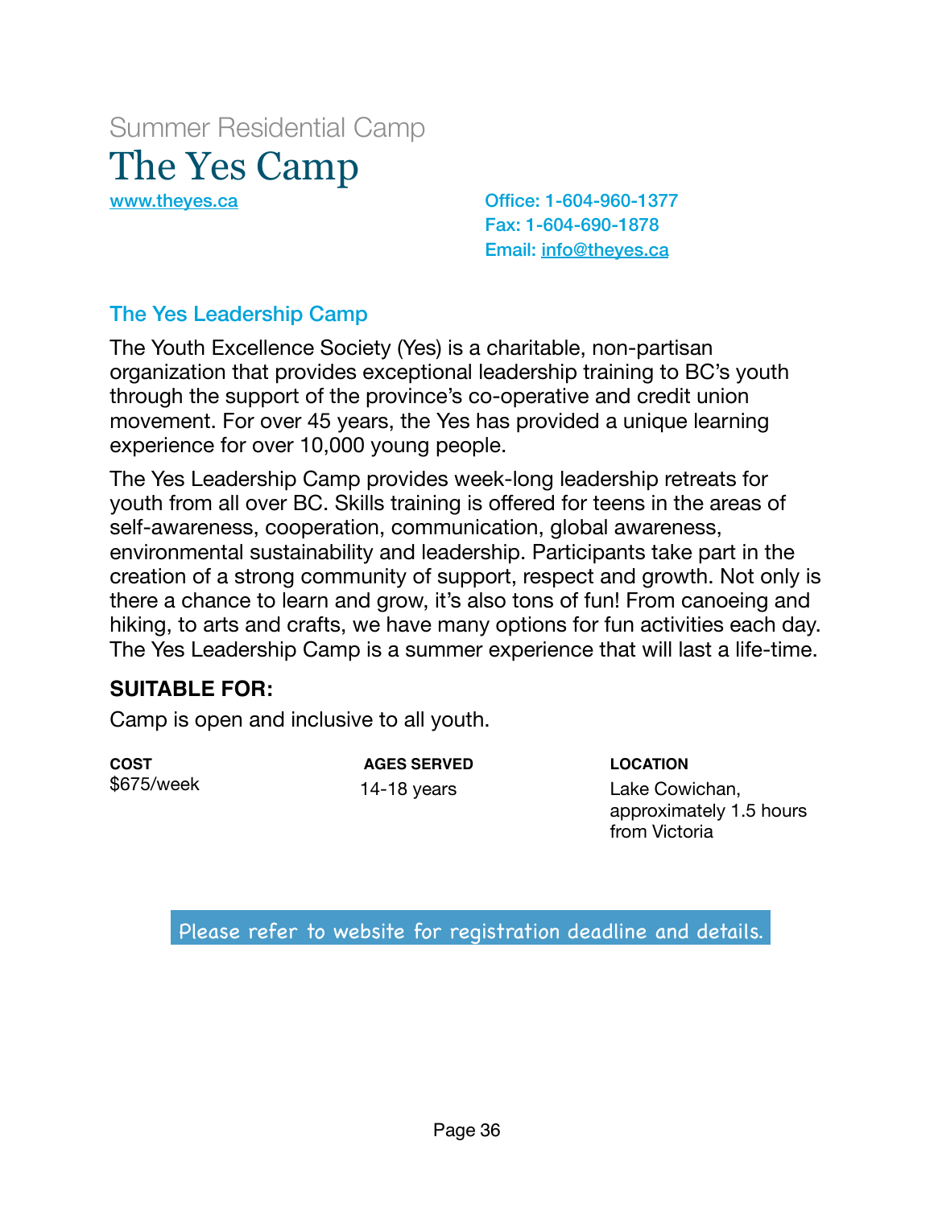Summary Residential Camp

# The Yes Camp

www.theyes.ca

Office: 1-604-960-1377
Fax: 1-604-690-1878
Email: info@theyes.ca

## The Yes Leadership Camp

The Youth Excellence Society (Yes) is a charitable, non-partisan organization that provides exceptional leadership training to BC's youth through the support of the province's co-operative and credit union movement. For over 45 years, the Yes has provided a unique learning experience for over 10,000 young people.

The Yes Leadership Camp provides week-long leadership retreats for youth from all over BC. Skills training is offered for teens in the areas of self-awareness, cooperation, communication, global awareness, environmental sustainability and leadership. Participants take part in the creation of a strong community of support, respect and growth. Not only is there a chance to learn and grow, it's also tons of fun! From canoeing and hiking, to arts and crafts, we have many options for fun activities each day. The Yes Leadership Camp is a summer experience that will last a life-time.

**SUITABLE FOR:**

Camp is open and inclusive to all youth.

| COST | AGES SERVED | LOCATION |
| --- | --- | --- |
| $675/week | 14-18 years | Lake Cowichan, approximately 1.5 hours from Victoria |

Please refer to website for registration deadline and details.

Summer Residential Camp

# The Yes Camp

www.theyes.ca

Office: 1-604-960-1377
Fax: 1-604-690-1878
Email: info@theyes.ca

## The Yes Leadership Camp

The Youth Excellence Society (Yes) is a charitable, non-partisan organization that provides exceptional leadership training to BC's youth through the support of the province's co-operative and credit union movement. For over 45 years, the Yes has provided a unique learning experience for over 10,000 young people.

The Yes Leadership Camp provides week-long leadership retreats for youth from all over BC. Skills training is offered for teens in the areas of self-awareness, cooperation, communication, global awareness, environmental sustainability and leadership. Participants take part in the creation of a strong community of support, respect and growth. Not only is there a chance to learn and grow, it's also tons of fun! From canoeing and hiking, to arts and crafts, we have many options for fun activities each day. The Yes Leadership Camp is a summer experience that will last a life-time.

**SUITABLE FOR:**

Camp is open and inclusive to all youth.

| COST | AGES SERVED | LOCATION |
| --- | --- | --- |
| $675/week | 14-18 years | Lake Cowichan, approximately 1.5 hours from Victoria |

Please refer to website for registration deadline and details.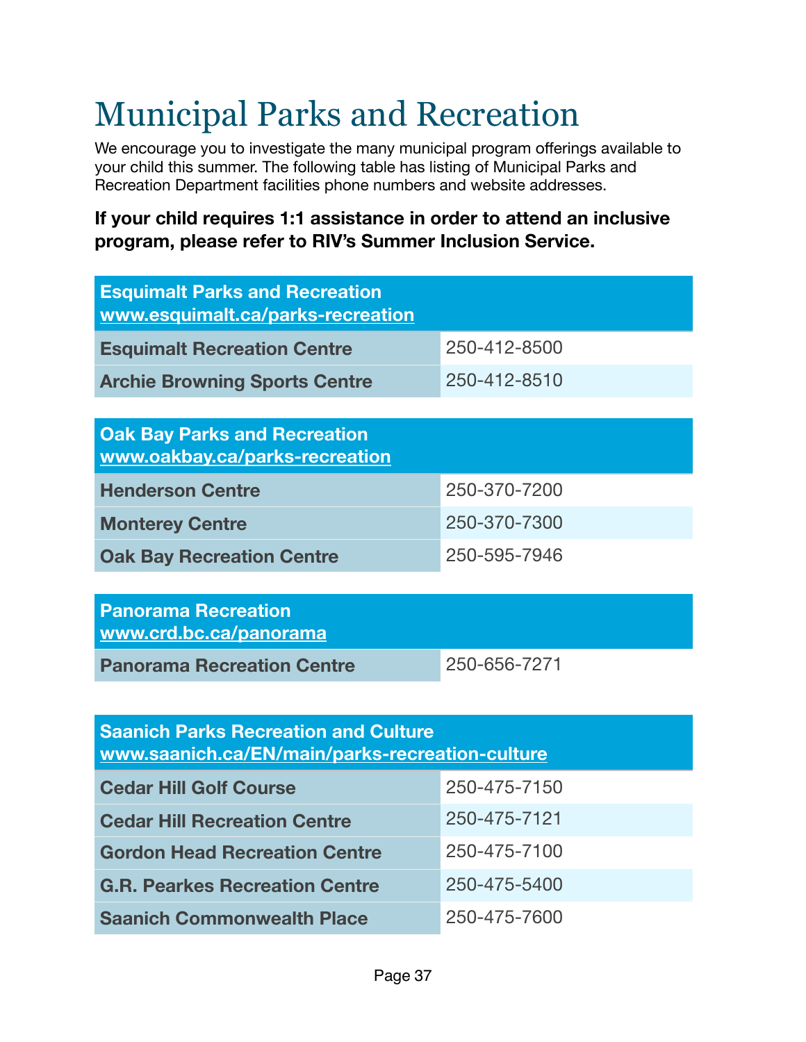# Municipal Parks and Recreation

We encourage you to investigate the many municipal program offerings available to your child this summer. The following table has listing of Municipal Parks and Recreation Department facilities phone numbers and website addresses.

**If your child requires 1:1 assistance in order to attend an inclusive program, please refer to RIV's Summer Inclusion Service.**

| **Esquimalt Parks and Recreation** www.esquimalt.ca/parks-recreation | |
|---|---|
| **Esquimalt Recreation Centre** | 250-412-8500 |
| **Archie Browning Sports Centre** | 250-412-8510 |

| **Oak Bay Parks and Recreation** www.oakbay.ca/parks-recreation | |
|---|---|
| **Henderson Centre** | 250-370-7200 |
| **Monterey Centre** | 250-370-7300 |
| **Oak Bay Recreation Centre** | 250-595-7946 |

| **Panorama Recreation** www.crd.bc.ca/panorama | |
|---|---|
| **Panorama Recreation Centre** | 250-656-7271 |

| **Saanich Parks Recreation and Culture** www.saanich.ca/EN/main/parks-recreation-culture | |
|---|---|
| **Cedar Hill Golf Course** | 250-475-7150 |
| **Cedar Hill Recreation Centre** | 250-475-7121 |
| **Gordon Head Recreation Centre** | 250-475-7100 |
| **G.R. Pearkes Recreation Centre** | 250-475-5400 |
| **Saanich Commonwealth Place** | 250-475-7600 |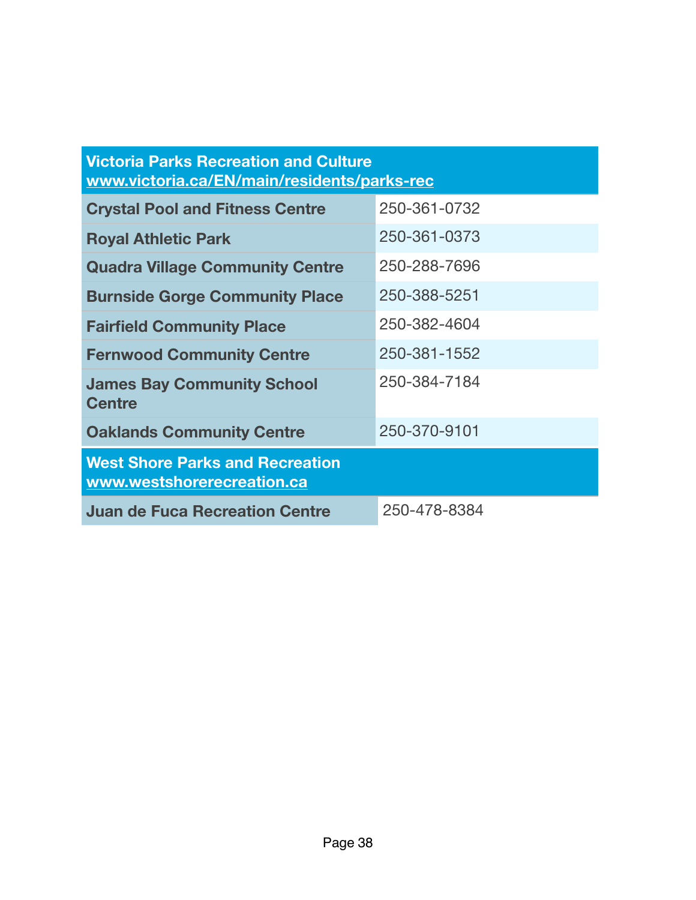| Victoria Parks Recreation and Culture<br>www.victoria.ca/EN/main/residents/parks-rec | |
|---|---|
| **Crystal Pool and Fitness Centre** | 250-361-0732 |
| **Royal Athletic Park** | 250-361-0373 |
| **Quadra Village Community Centre** | 250-288-7696 |
| **Burnside Gorge Community Place** | 250-388-5251 |
| **Fairfield Community Place** | 250-382-4604 |
| **Fernwood Community Centre** | 250-381-1552 |
| **James Bay Community School Centre** | 250-384-7184 |
| **Oaklands Community Centre** | 250-370-9101 |
| **West Shore Parks and Recreation**<br>www.westshorerecreation.ca | |
| **Juan de Fuca Recreation Centre** | 250-478-8384 |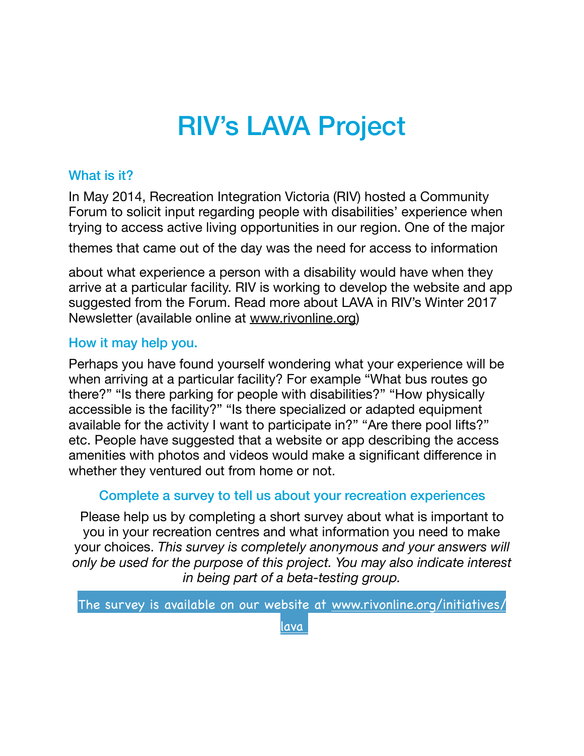# RIV's LAVA Project

### What is it?

In May 2014, Recreation Integration Victoria (RIV) hosted a Community Forum to solicit input regarding people with disabilities' experience when trying to access active living opportunities in our region. One of the major themes that came out of the day was the need for access to information about what experience a person with a disability would have when they arrive at a particular facility. RIV is working to develop the website and app suggested from the Forum. Read more about LAVA in RIV's Winter 2017 Newsletter (available online at www.rivonline.org)

### How it may help you.

Perhaps you have found yourself wondering what your experience will be when arriving at a particular facility? For example "What bus routes go there?" "Is there parking for people with disabilities?" "How physically accessible is the facility?" "Is there specialized or adapted equipment available for the activity I want to participate in?" "Are there pool lifts?" etc. People have suggested that a website or app describing the access amenities with photos and videos would make a significant difference in whether they ventured out from home or not.

### Complete a survey to tell us about your recreation experiences

Please help us by completing a short survey about what is important to you in your recreation centres and what information you need to make your choices. *This survey is completely anonymous and your answers will only be used for the purpose of this project. You may also indicate interest in being part of a beta-testing group.*

The survey is available on our website at www.rivonline.org/initiatives/lava